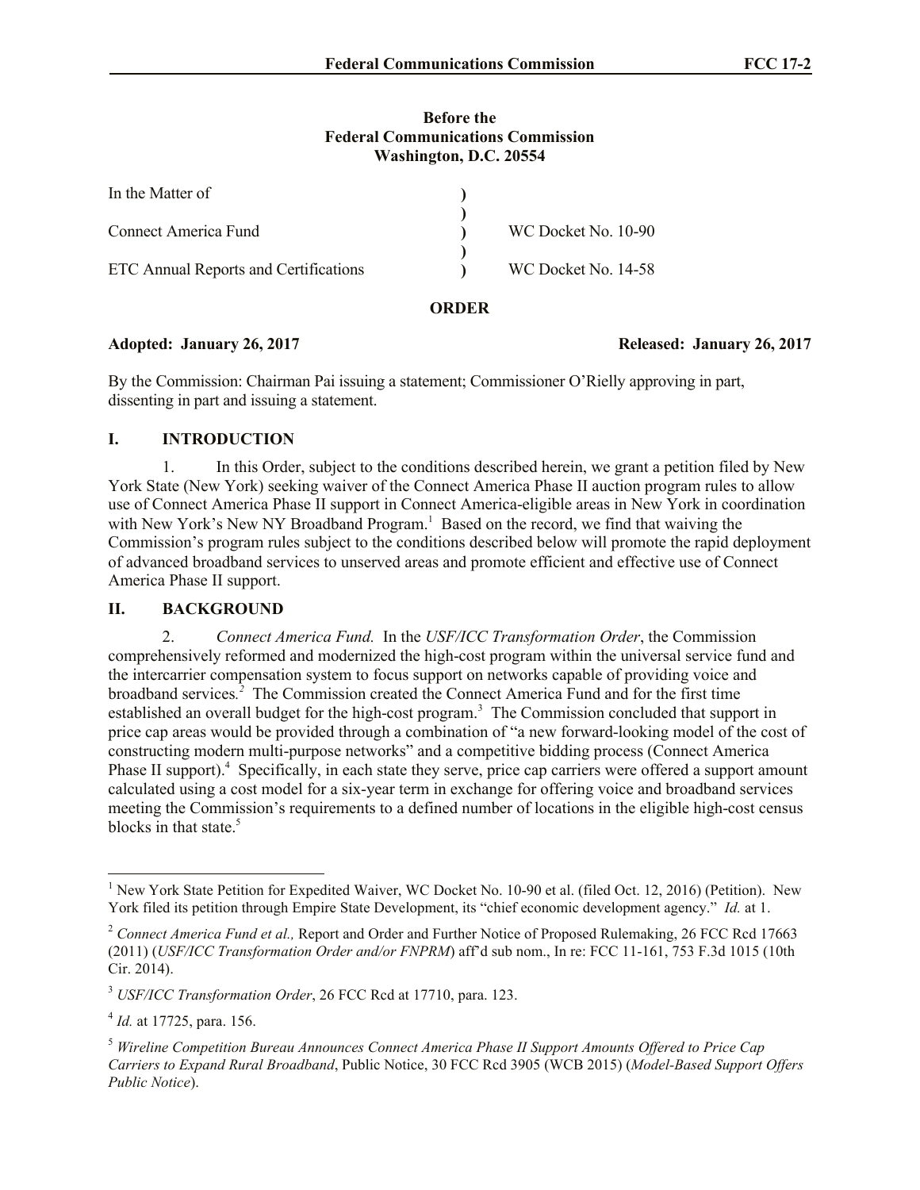**Before the**
**Federal Communications Commission**
**Washington, D.C. 20554**

| | | |
|---|---|---|
| In the Matter of | ) | |
| | ) | |
| Connect America Fund | ) | WC Docket No. 10-90 |
| | ) | |
| ETC Annual Reports and Certifications | ) | WC Docket No. 14-58 |

**ORDER**

**Adopted: January 26, 2017** **Released: January 26, 2017**

By the Commission: Chairman Pai issuing a statement; Commissioner O'Rielly approving in part, dissenting in part and issuing a statement.

## I. INTRODUCTION

1. In this Order, subject to the conditions described herein, we grant a petition filed by New York State (New York) seeking waiver of the Connect America Phase II auction program rules to allow use of Connect America Phase II support in Connect America-eligible areas in New York in coordination with New York's New NY Broadband Program.[1] Based on the record, we find that waiving the Commission's program rules subject to the conditions described below will promote the rapid deployment of advanced broadband services to unserved areas and promote efficient and effective use of Connect America Phase II support.

## II. BACKGROUND

2. *Connect America Fund.* In the *USF/ICC Transformation Order*, the Commission comprehensively reformed and modernized the high-cost program within the universal service fund and the intercarrier compensation system to focus support on networks capable of providing voice and broadband services.[2] The Commission created the Connect America Fund and for the first time established an overall budget for the high-cost program.[3] The Commission concluded that support in price cap areas would be provided through a combination of "a new forward-looking model of the cost of constructing modern multi-purpose networks" and a competitive bidding process (Connect America Phase II support).[4] Specifically, in each state they serve, price cap carriers were offered a support amount calculated using a cost model for a six-year term in exchange for offering voice and broadband services meeting the Commission's requirements to a defined number of locations in the eligible high-cost census blocks in that state.[5]

---

[1] New York State Petition for Expedited Waiver, WC Docket No. 10-90 et al. (filed Oct. 12, 2016) (Petition). New York filed its petition through Empire State Development, its "chief economic development agency." *Id.* at 1.

[2] *Connect America Fund et al.,* Report and Order and Further Notice of Proposed Rulemaking, 26 FCC Rcd 17663 (2011) (*USF/ICC Transformation Order and/or FNPRM*) aff'd sub nom., In re: FCC 11-161, 753 F.3d 1015 (10th Cir. 2014).

[3] *USF/ICC Transformation Order*, 26 FCC Rcd at 17710, para. 123.

[4] *Id.* at 17725, para. 156.

[5] *Wireline Competition Bureau Announces Connect America Phase II Support Amounts Offered to Price Cap Carriers to Expand Rural Broadband*, Public Notice, 30 FCC Rcd 3905 (WCB 2015) (*Model-Based Support Offers Public Notice*).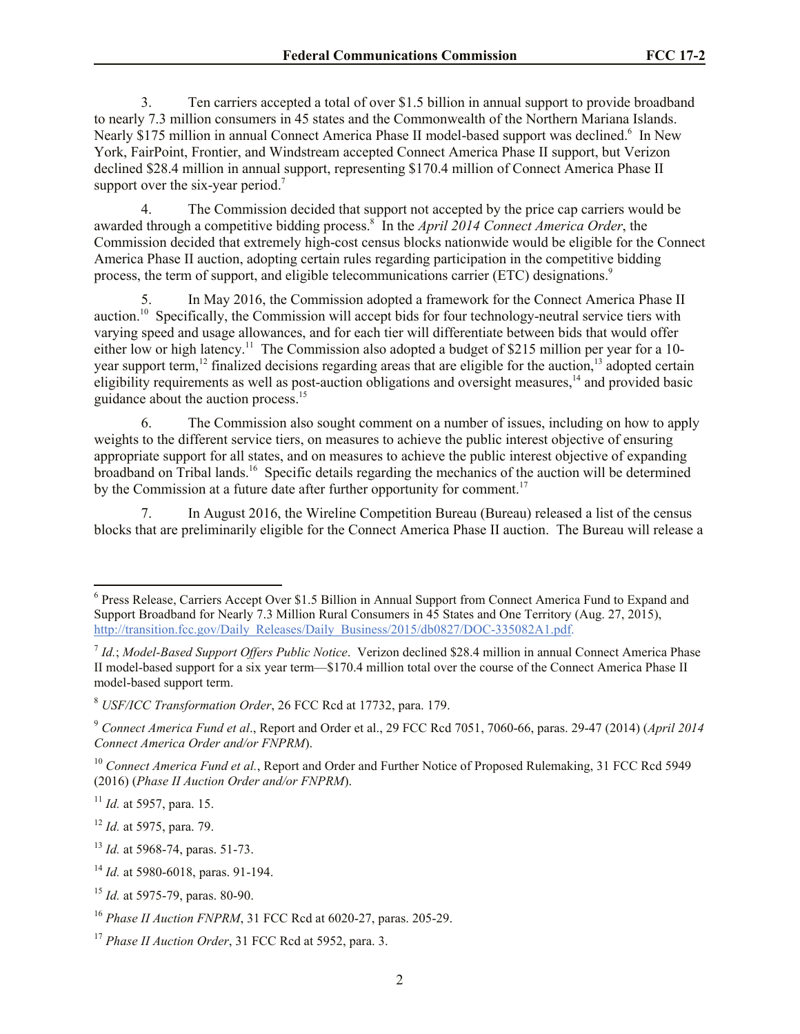3. Ten carriers accepted a total of over $1.5 billion in annual support to provide broadband to nearly 7.3 million consumers in 45 states and the Commonwealth of the Northern Mariana Islands. Nearly $175 million in annual Connect America Phase II model-based support was declined.[6] In New York, FairPoint, Frontier, and Windstream accepted Connect America Phase II support, but Verizon declined $28.4 million in annual support, representing $170.4 million of Connect America Phase II support over the six-year period.[7]

4. The Commission decided that support not accepted by the price cap carriers would be awarded through a competitive bidding process.[8] In the *April 2014 Connect America Order*, the Commission decided that extremely high-cost census blocks nationwide would be eligible for the Connect America Phase II auction, adopting certain rules regarding participation in the competitive bidding process, the term of support, and eligible telecommunications carrier (ETC) designations.[9]

5. In May 2016, the Commission adopted a framework for the Connect America Phase II auction.[10] Specifically, the Commission will accept bids for four technology-neutral service tiers with varying speed and usage allowances, and for each tier will differentiate between bids that would offer either low or high latency.[11] The Commission also adopted a budget of $215 million per year for a 10-year support term,[12] finalized decisions regarding areas that are eligible for the auction,[13] adopted certain eligibility requirements as well as post-auction obligations and oversight measures,[14] and provided basic guidance about the auction process.[15]

6. The Commission also sought comment on a number of issues, including on how to apply weights to the different service tiers, on measures to achieve the public interest objective of ensuring appropriate support for all states, and on measures to achieve the public interest objective of expanding broadband on Tribal lands.[16] Specific details regarding the mechanics of the auction will be determined by the Commission at a future date after further opportunity for comment.[17]

7. In August 2016, the Wireline Competition Bureau (Bureau) released a list of the census blocks that are preliminarily eligible for the Connect America Phase II auction. The Bureau will release a

---

[6] Press Release, Carriers Accept Over $1.5 Billion in Annual Support from Connect America Fund to Expand and Support Broadband for Nearly 7.3 Million Rural Consumers in 45 States and One Territory (Aug. 27, 2015), http://transition.fcc.gov/Daily_Releases/Daily_Business/2015/db0827/DOC-335082A1.pdf.

[7] *Id.*; *Model-Based Support Offers Public Notice*. Verizon declined $28.4 million in annual Connect America Phase II model-based support for a six year term—$170.4 million total over the course of the Connect America Phase II model-based support term.

[8] *USF/ICC Transformation Order*, 26 FCC Rcd at 17732, para. 179.

[9] *Connect America Fund et al*., Report and Order et al., 29 FCC Rcd 7051, 7060-66, paras. 29-47 (2014) (*April 2014 Connect America Order and/or FNPRM*).

[10] *Connect America Fund et al.*, Report and Order and Further Notice of Proposed Rulemaking, 31 FCC Rcd 5949 (2016) (*Phase II Auction Order and/or FNPRM*).

[11] *Id.* at 5957, para. 15.

[12] *Id.* at 5975, para. 79.

[13] *Id.* at 5968-74, paras. 51-73.

[14] *Id.* at 5980-6018, paras. 91-194.

[15] *Id.* at 5975-79, paras. 80-90.

[16] *Phase II Auction FNPRM*, 31 FCC Rcd at 6020-27, paras. 205-29.

[17] *Phase II Auction Order*, 31 FCC Rcd at 5952, para. 3.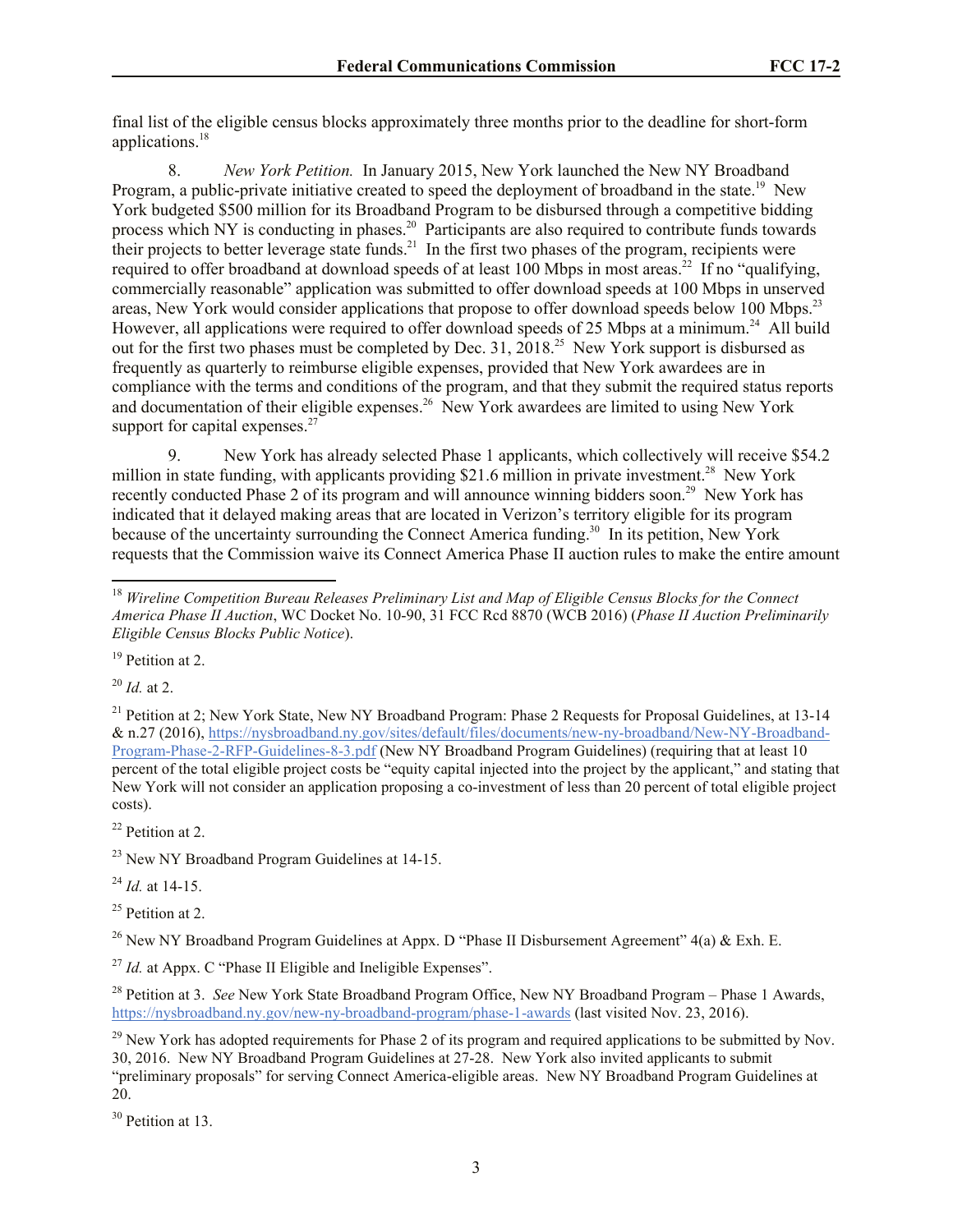final list of the eligible census blocks approximately three months prior to the deadline for short-form applications.[18]

8. *New York Petition.* In January 2015, New York launched the New NY Broadband Program, a public-private initiative created to speed the deployment of broadband in the state.[19] New York budgeted $500 million for its Broadband Program to be disbursed through a competitive bidding process which NY is conducting in phases.[20] Participants are also required to contribute funds towards their projects to better leverage state funds.[21] In the first two phases of the program, recipients were required to offer broadband at download speeds of at least 100 Mbps in most areas.[22] If no "qualifying, commercially reasonable" application was submitted to offer download speeds at 100 Mbps in unserved areas, New York would consider applications that propose to offer download speeds below 100 Mbps.[23] However, all applications were required to offer download speeds of 25 Mbps at a minimum.[24] All build out for the first two phases must be completed by Dec. 31, 2018.[25] New York support is disbursed as frequently as quarterly to reimburse eligible expenses, provided that New York awardees are in compliance with the terms and conditions of the program, and that they submit the required status reports and documentation of their eligible expenses.[26] New York awardees are limited to using New York support for capital expenses.[27]

9. New York has already selected Phase 1 applicants, which collectively will receive $54.2 million in state funding, with applicants providing $21.6 million in private investment.[28] New York recently conducted Phase 2 of its program and will announce winning bidders soon.[29] New York has indicated that it delayed making areas that are located in Verizon's territory eligible for its program because of the uncertainty surrounding the Connect America funding.[30] In its petition, New York requests that the Commission waive its Connect America Phase II auction rules to make the entire amount

---

[18] *Wireline Competition Bureau Releases Preliminary List and Map of Eligible Census Blocks for the Connect America Phase II Auction*, WC Docket No. 10-90, 31 FCC Rcd 8870 (WCB 2016) (*Phase II Auction Preliminarily Eligible Census Blocks Public Notice*).

[19] Petition at 2.

[20] *Id.* at 2.

[21] Petition at 2; New York State, New NY Broadband Program: Phase 2 Requests for Proposal Guidelines, at 13-14 & n.27 (2016), https://nysbroadband.ny.gov/sites/default/files/documents/new-ny-broadband/New-NY-Broadband-Program-Phase-2-RFP-Guidelines-8-3.pdf (New NY Broadband Program Guidelines) (requiring that at least 10 percent of the total eligible project costs be "equity capital injected into the project by the applicant," and stating that New York will not consider an application proposing a co-investment of less than 20 percent of total eligible project costs).

[22] Petition at 2.

[23] New NY Broadband Program Guidelines at 14-15.

[24] *Id.* at 14-15.

[25] Petition at 2.

[26] New NY Broadband Program Guidelines at Appx. D "Phase II Disbursement Agreement" 4(a) & Exh. E.

[27] *Id.* at Appx. C "Phase II Eligible and Ineligible Expenses".

[28] Petition at 3. *See* New York State Broadband Program Office, New NY Broadband Program – Phase 1 Awards, https://nysbroadband.ny.gov/new-ny-broadband-program/phase-1-awards (last visited Nov. 23, 2016).

[29] New York has adopted requirements for Phase 2 of its program and required applications to be submitted by Nov. 30, 2016. New NY Broadband Program Guidelines at 27-28. New York also invited applicants to submit "preliminary proposals" for serving Connect America-eligible areas. New NY Broadband Program Guidelines at 20.

[30] Petition at 13.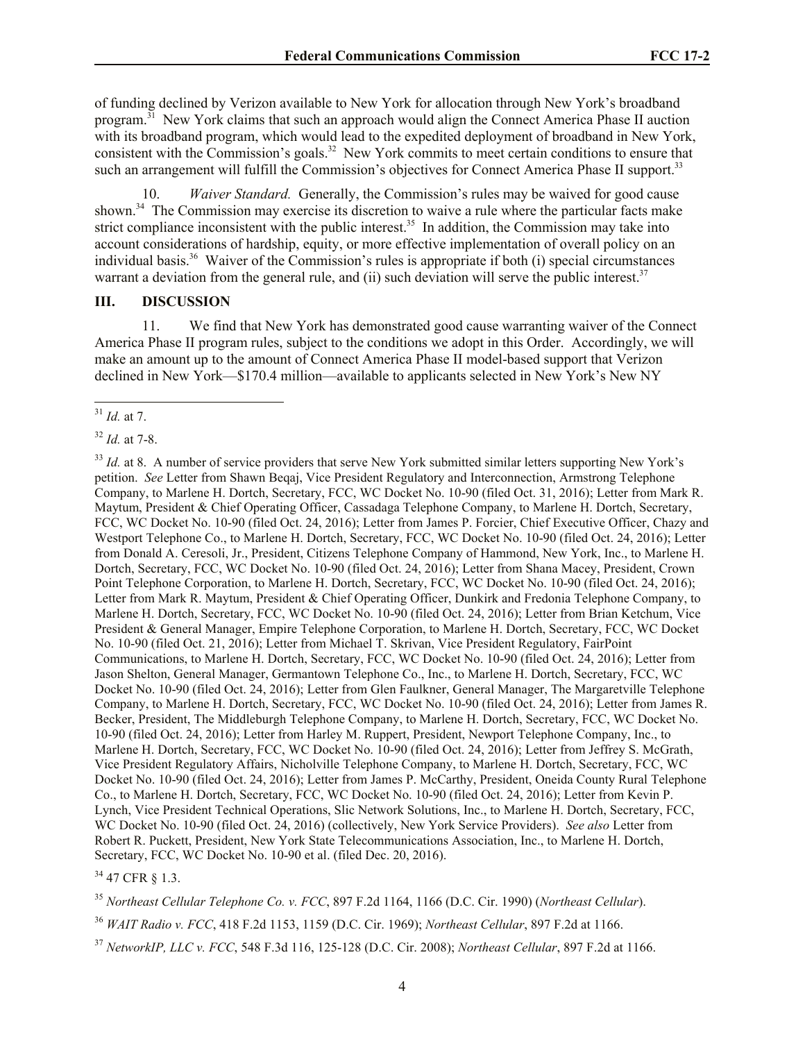of funding declined by Verizon available to New York for allocation through New York's broadband program.[31] New York claims that such an approach would align the Connect America Phase II auction with its broadband program, which would lead to the expedited deployment of broadband in New York, consistent with the Commission's goals.[32] New York commits to meet certain conditions to ensure that such an arrangement will fulfill the Commission's objectives for Connect America Phase II support.[33]

10. *Waiver Standard.* Generally, the Commission's rules may be waived for good cause shown.[34] The Commission may exercise its discretion to waive a rule where the particular facts make strict compliance inconsistent with the public interest.[35] In addition, the Commission may take into account considerations of hardship, equity, or more effective implementation of overall policy on an individual basis.[36] Waiver of the Commission's rules is appropriate if both (i) special circumstances warrant a deviation from the general rule, and (ii) such deviation will serve the public interest.[37]

## III. DISCUSSION

11. We find that New York has demonstrated good cause warranting waiver of the Connect America Phase II program rules, subject to the conditions we adopt in this Order. Accordingly, we will make an amount up to the amount of Connect America Phase II model-based support that Verizon declined in New York—$170.4 million—available to applicants selected in New York's New NY

---

[31] *Id.* at 7.

[32] *Id.* at 7-8.

[33] *Id.* at 8. A number of service providers that serve New York submitted similar letters supporting New York's petition. *See* Letter from Shawn Beqaj, Vice President Regulatory and Interconnection, Armstrong Telephone Company, to Marlene H. Dortch, Secretary, FCC, WC Docket No. 10-90 (filed Oct. 31, 2016); Letter from Mark R. Maytum, President & Chief Operating Officer, Cassadaga Telephone Company, to Marlene H. Dortch, Secretary, FCC, WC Docket No. 10-90 (filed Oct. 24, 2016); Letter from James P. Forcier, Chief Executive Officer, Chazy and Westport Telephone Co., to Marlene H. Dortch, Secretary, FCC, WC Docket No. 10-90 (filed Oct. 24, 2016); Letter from Donald A. Ceresoli, Jr., President, Citizens Telephone Company of Hammond, New York, Inc., to Marlene H. Dortch, Secretary, FCC, WC Docket No. 10-90 (filed Oct. 24, 2016); Letter from Shana Macey, President, Crown Point Telephone Corporation, to Marlene H. Dortch, Secretary, FCC, WC Docket No. 10-90 (filed Oct. 24, 2016); Letter from Mark R. Maytum, President & Chief Operating Officer, Dunkirk and Fredonia Telephone Company, to Marlene H. Dortch, Secretary, FCC, WC Docket No. 10-90 (filed Oct. 24, 2016); Letter from Brian Ketchum, Vice President & General Manager, Empire Telephone Corporation, to Marlene H. Dortch, Secretary, FCC, WC Docket No. 10-90 (filed Oct. 21, 2016); Letter from Michael T. Skrivan, Vice President Regulatory, FairPoint Communications, to Marlene H. Dortch, Secretary, FCC, WC Docket No. 10-90 (filed Oct. 24, 2016); Letter from Jason Shelton, General Manager, Germantown Telephone Co., Inc., to Marlene H. Dortch, Secretary, FCC, WC Docket No. 10-90 (filed Oct. 24, 2016); Letter from Glen Faulkner, General Manager, The Margaretville Telephone Company, to Marlene H. Dortch, Secretary, FCC, WC Docket No. 10-90 (filed Oct. 24, 2016); Letter from James R. Becker, President, The Middleburgh Telephone Company, to Marlene H. Dortch, Secretary, FCC, WC Docket No. 10-90 (filed Oct. 24, 2016); Letter from Harley M. Ruppert, President, Newport Telephone Company, Inc., to Marlene H. Dortch, Secretary, FCC, WC Docket No. 10-90 (filed Oct. 24, 2016); Letter from Jeffrey S. McGrath, Vice President Regulatory Affairs, Nicholville Telephone Company, to Marlene H. Dortch, Secretary, FCC, WC Docket No. 10-90 (filed Oct. 24, 2016); Letter from James P. McCarthy, President, Oneida County Rural Telephone Co., to Marlene H. Dortch, Secretary, FCC, WC Docket No. 10-90 (filed Oct. 24, 2016); Letter from Kevin P. Lynch, Vice President Technical Operations, Slic Network Solutions, Inc., to Marlene H. Dortch, Secretary, FCC, WC Docket No. 10-90 (filed Oct. 24, 2016) (collectively, New York Service Providers). *See also* Letter from Robert R. Puckett, President, New York State Telecommunications Association, Inc., to Marlene H. Dortch, Secretary, FCC, WC Docket No. 10-90 et al. (filed Dec. 20, 2016).

[34] 47 CFR § 1.3.

[35] *Northeast Cellular Telephone Co. v. FCC*, 897 F.2d 1164, 1166 (D.C. Cir. 1990) (*Northeast Cellular*).

[36] *WAIT Radio v. FCC*, 418 F.2d 1153, 1159 (D.C. Cir. 1969); *Northeast Cellular*, 897 F.2d at 1166.

[37] *NetworkIP, LLC v. FCC*, 548 F.3d 116, 125-128 (D.C. Cir. 2008); *Northeast Cellular*, 897 F.2d at 1166.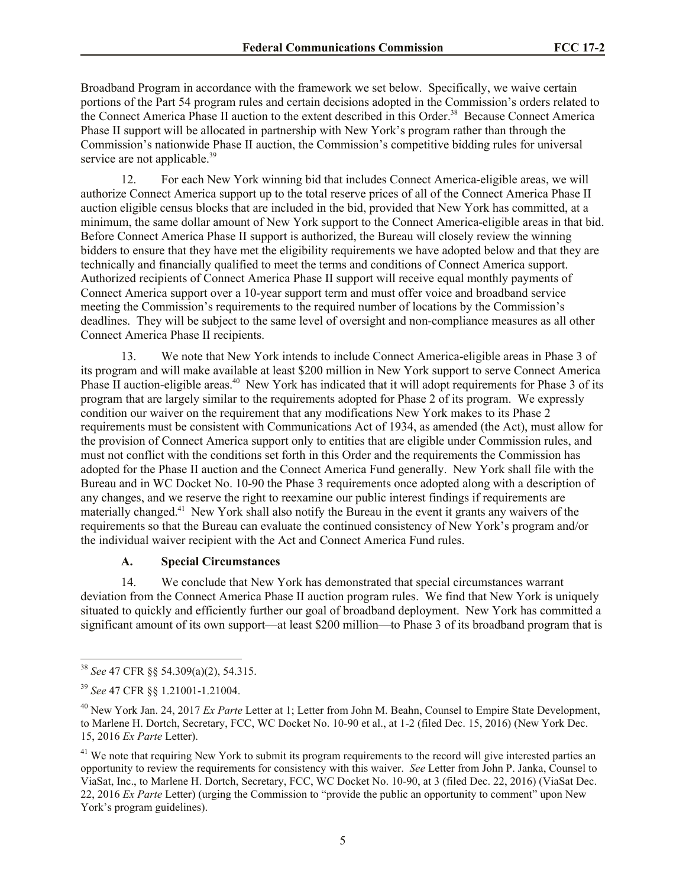Broadband Program in accordance with the framework we set below. Specifically, we waive certain portions of the Part 54 program rules and certain decisions adopted in the Commission's orders related to the Connect America Phase II auction to the extent described in this Order.[38] Because Connect America Phase II support will be allocated in partnership with New York's program rather than through the Commission's nationwide Phase II auction, the Commission's competitive bidding rules for universal service are not applicable.[39]

12. For each New York winning bid that includes Connect America-eligible areas, we will authorize Connect America support up to the total reserve prices of all of the Connect America Phase II auction eligible census blocks that are included in the bid, provided that New York has committed, at a minimum, the same dollar amount of New York support to the Connect America-eligible areas in that bid. Before Connect America Phase II support is authorized, the Bureau will closely review the winning bidders to ensure that they have met the eligibility requirements we have adopted below and that they are technically and financially qualified to meet the terms and conditions of Connect America support. Authorized recipients of Connect America Phase II support will receive equal monthly payments of Connect America support over a 10-year support term and must offer voice and broadband service meeting the Commission's requirements to the required number of locations by the Commission's deadlines. They will be subject to the same level of oversight and non-compliance measures as all other Connect America Phase II recipients.

13. We note that New York intends to include Connect America-eligible areas in Phase 3 of its program and will make available at least $200 million in New York support to serve Connect America Phase II auction-eligible areas.[40] New York has indicated that it will adopt requirements for Phase 3 of its program that are largely similar to the requirements adopted for Phase 2 of its program. We expressly condition our waiver on the requirement that any modifications New York makes to its Phase 2 requirements must be consistent with Communications Act of 1934, as amended (the Act), must allow for the provision of Connect America support only to entities that are eligible under Commission rules, and must not conflict with the conditions set forth in this Order and the requirements the Commission has adopted for the Phase II auction and the Connect America Fund generally. New York shall file with the Bureau and in WC Docket No. 10-90 the Phase 3 requirements once adopted along with a description of any changes, and we reserve the right to reexamine our public interest findings if requirements are materially changed.[41] New York shall also notify the Bureau in the event it grants any waivers of the requirements so that the Bureau can evaluate the continued consistency of New York's program and/or the individual waiver recipient with the Act and Connect America Fund rules.

### A. Special Circumstances

14. We conclude that New York has demonstrated that special circumstances warrant deviation from the Connect America Phase II auction program rules. We find that New York is uniquely situated to quickly and efficiently further our goal of broadband deployment. New York has committed a significant amount of its own support—at least $200 million—to Phase 3 of its broadband program that is

---

[38] *See* 47 CFR §§ 54.309(a)(2), 54.315.

[39] *See* 47 CFR §§ 1.21001-1.21004.

[40] New York Jan. 24, 2017 *Ex Parte* Letter at 1; Letter from John M. Beahn, Counsel to Empire State Development, to Marlene H. Dortch, Secretary, FCC, WC Docket No. 10-90 et al., at 1-2 (filed Dec. 15, 2016) (New York Dec. 15, 2016 *Ex Parte* Letter).

[41] We note that requiring New York to submit its program requirements to the record will give interested parties an opportunity to review the requirements for consistency with this waiver. *See* Letter from John P. Janka, Counsel to ViaSat, Inc., to Marlene H. Dortch, Secretary, FCC, WC Docket No. 10-90, at 3 (filed Dec. 22, 2016) (ViaSat Dec. 22, 2016 *Ex Parte* Letter) (urging the Commission to "provide the public an opportunity to comment" upon New York's program guidelines).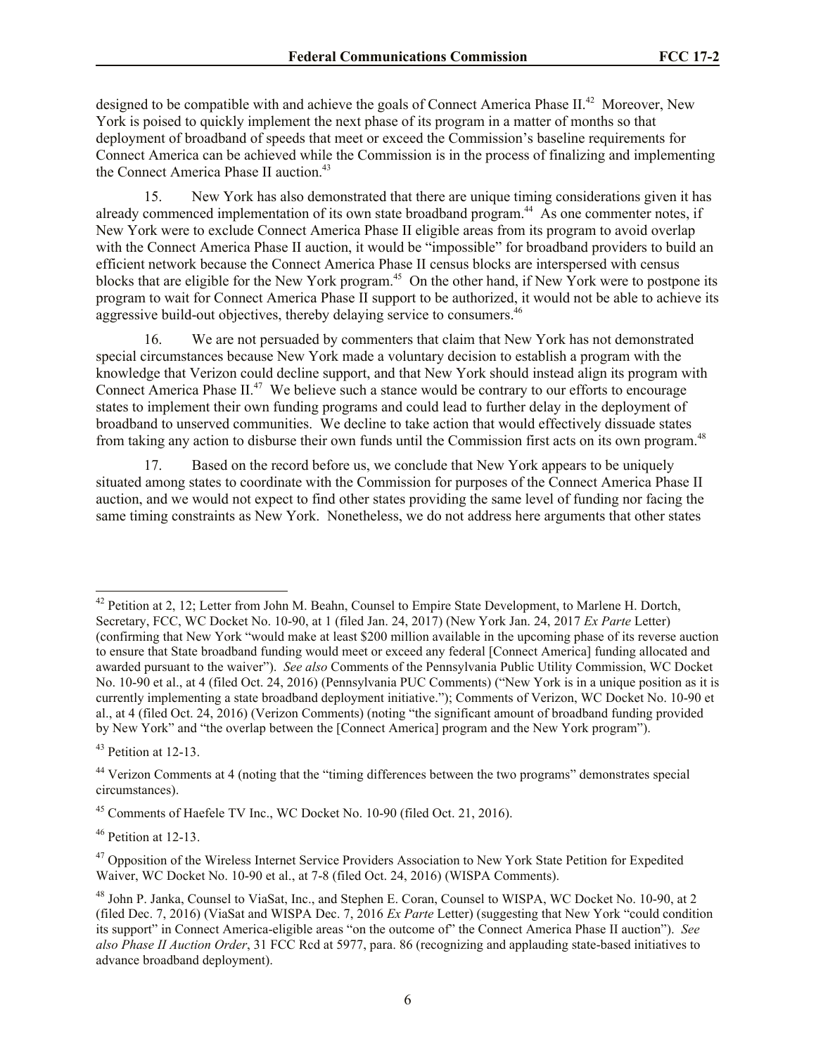designed to be compatible with and achieve the goals of Connect America Phase II.[42] Moreover, New York is poised to quickly implement the next phase of its program in a matter of months so that deployment of broadband of speeds that meet or exceed the Commission's baseline requirements for Connect America can be achieved while the Commission is in the process of finalizing and implementing the Connect America Phase II auction.[43]

15. New York has also demonstrated that there are unique timing considerations given it has already commenced implementation of its own state broadband program.[44] As one commenter notes, if New York were to exclude Connect America Phase II eligible areas from its program to avoid overlap with the Connect America Phase II auction, it would be "impossible" for broadband providers to build an efficient network because the Connect America Phase II census blocks are interspersed with census blocks that are eligible for the New York program.[45] On the other hand, if New York were to postpone its program to wait for Connect America Phase II support to be authorized, it would not be able to achieve its aggressive build-out objectives, thereby delaying service to consumers.[46]

16. We are not persuaded by commenters that claim that New York has not demonstrated special circumstances because New York made a voluntary decision to establish a program with the knowledge that Verizon could decline support, and that New York should instead align its program with Connect America Phase II.[47] We believe such a stance would be contrary to our efforts to encourage states to implement their own funding programs and could lead to further delay in the deployment of broadband to unserved communities. We decline to take action that would effectively dissuade states from taking any action to disburse their own funds until the Commission first acts on its own program.[48]

17. Based on the record before us, we conclude that New York appears to be uniquely situated among states to coordinate with the Commission for purposes of the Connect America Phase II auction, and we would not expect to find other states providing the same level of funding nor facing the same timing constraints as New York. Nonetheless, we do not address here arguments that other states

---

[42] Petition at 2, 12; Letter from John M. Beahn, Counsel to Empire State Development, to Marlene H. Dortch, Secretary, FCC, WC Docket No. 10-90, at 1 (filed Jan. 24, 2017) (New York Jan. 24, 2017 *Ex Parte* Letter) (confirming that New York "would make at least $200 million available in the upcoming phase of its reverse auction to ensure that State broadband funding would meet or exceed any federal [Connect America] funding allocated and awarded pursuant to the waiver"). *See also* Comments of the Pennsylvania Public Utility Commission, WC Docket No. 10-90 et al., at 4 (filed Oct. 24, 2016) (Pennsylvania PUC Comments) ("New York is in a unique position as it is currently implementing a state broadband deployment initiative."); Comments of Verizon, WC Docket No. 10-90 et al., at 4 (filed Oct. 24, 2016) (Verizon Comments) (noting "the significant amount of broadband funding provided by New York" and "the overlap between the [Connect America] program and the New York program").

[43] Petition at 12-13.

[44] Verizon Comments at 4 (noting that the "timing differences between the two programs" demonstrates special circumstances).

[45] Comments of Haefele TV Inc., WC Docket No. 10-90 (filed Oct. 21, 2016).

[46] Petition at 12-13.

[47] Opposition of the Wireless Internet Service Providers Association to New York State Petition for Expedited Waiver, WC Docket No. 10-90 et al., at 7-8 (filed Oct. 24, 2016) (WISPA Comments).

[48] John P. Janka, Counsel to ViaSat, Inc., and Stephen E. Coran, Counsel to WISPA, WC Docket No. 10-90, at 2 (filed Dec. 7, 2016) (ViaSat and WISPA Dec. 7, 2016 *Ex Parte* Letter) (suggesting that New York "could condition its support" in Connect America-eligible areas "on the outcome of" the Connect America Phase II auction"). *See also Phase II Auction Order*, 31 FCC Rcd at 5977, para. 86 (recognizing and applauding state-based initiatives to advance broadband deployment).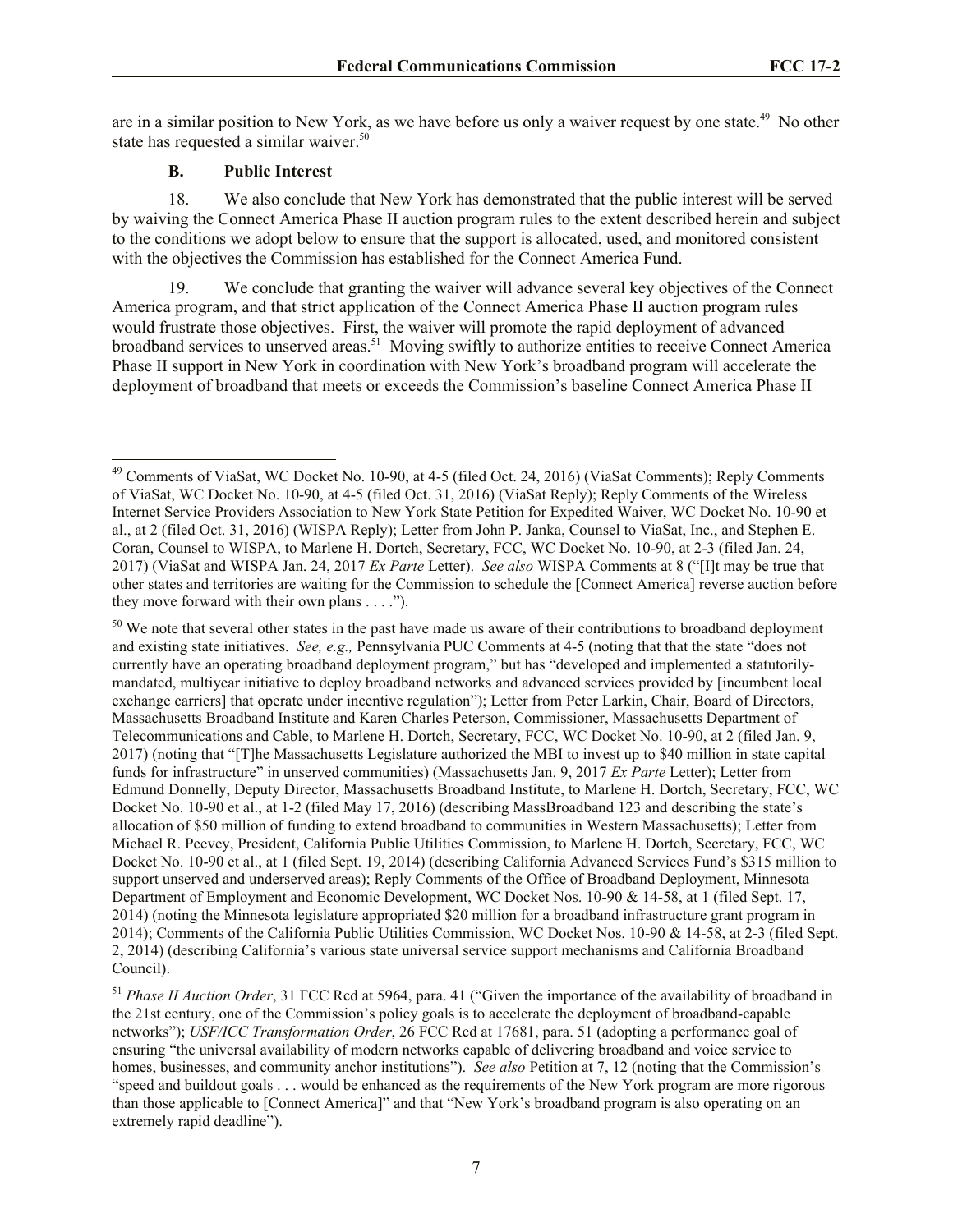are in a similar position to New York, as we have before us only a waiver request by one state.[49] No other state has requested a similar waiver.[50]

### B. Public Interest

18. We also conclude that New York has demonstrated that the public interest will be served by waiving the Connect America Phase II auction program rules to the extent described herein and subject to the conditions we adopt below to ensure that the support is allocated, used, and monitored consistent with the objectives the Commission has established for the Connect America Fund.

19. We conclude that granting the waiver will advance several key objectives of the Connect America program, and that strict application of the Connect America Phase II auction program rules would frustrate those objectives. First, the waiver will promote the rapid deployment of advanced broadband services to unserved areas.[51] Moving swiftly to authorize entities to receive Connect America Phase II support in New York in coordination with New York's broadband program will accelerate the deployment of broadband that meets or exceeds the Commission's baseline Connect America Phase II

---

[49] Comments of ViaSat, WC Docket No. 10-90, at 4-5 (filed Oct. 24, 2016) (ViaSat Comments); Reply Comments of ViaSat, WC Docket No. 10-90, at 4-5 (filed Oct. 31, 2016) (ViaSat Reply); Reply Comments of the Wireless Internet Service Providers Association to New York State Petition for Expedited Waiver, WC Docket No. 10-90 et al., at 2 (filed Oct. 31, 2016) (WISPA Reply); Letter from John P. Janka, Counsel to ViaSat, Inc., and Stephen E. Coran, Counsel to WISPA, to Marlene H. Dortch, Secretary, FCC, WC Docket No. 10-90, at 2-3 (filed Jan. 24, 2017) (ViaSat and WISPA Jan. 24, 2017 *Ex Parte* Letter). *See also* WISPA Comments at 8 ("[I]t may be true that other states and territories are waiting for the Commission to schedule the [Connect America] reverse auction before they move forward with their own plans . . . .").

[50] We note that several other states in the past have made us aware of their contributions to broadband deployment and existing state initiatives. *See, e.g.,* Pennsylvania PUC Comments at 4-5 (noting that that the state "does not currently have an operating broadband deployment program," but has "developed and implemented a statutorily-mandated, multiyear initiative to deploy broadband networks and advanced services provided by [incumbent local exchange carriers] that operate under incentive regulation"); Letter from Peter Larkin, Chair, Board of Directors, Massachusetts Broadband Institute and Karen Charles Peterson, Commissioner, Massachusetts Department of Telecommunications and Cable, to Marlene H. Dortch, Secretary, FCC, WC Docket No. 10-90, at 2 (filed Jan. 9, 2017) (noting that "[T]he Massachusetts Legislature authorized the MBI to invest up to $40 million in state capital funds for infrastructure" in unserved communities) (Massachusetts Jan. 9, 2017 *Ex Parte* Letter); Letter from Edmund Donnelly, Deputy Director, Massachusetts Broadband Institute, to Marlene H. Dortch, Secretary, FCC, WC Docket No. 10-90 et al., at 1-2 (filed May 17, 2016) (describing MassBroadband 123 and describing the state's allocation of $50 million of funding to extend broadband to communities in Western Massachusetts); Letter from Michael R. Peevey, President, California Public Utilities Commission, to Marlene H. Dortch, Secretary, FCC, WC Docket No. 10-90 et al., at 1 (filed Sept. 19, 2014) (describing California Advanced Services Fund's $315 million to support unserved and underserved areas); Reply Comments of the Office of Broadband Deployment, Minnesota Department of Employment and Economic Development, WC Docket Nos. 10-90 & 14-58, at 1 (filed Sept. 17, 2014) (noting the Minnesota legislature appropriated $20 million for a broadband infrastructure grant program in 2014); Comments of the California Public Utilities Commission, WC Docket Nos. 10-90 & 14-58, at 2-3 (filed Sept. 2, 2014) (describing California's various state universal service support mechanisms and California Broadband Council).

[51] *Phase II Auction Order*, 31 FCC Rcd at 5964, para. 41 ("Given the importance of the availability of broadband in the 21st century, one of the Commission's policy goals is to accelerate the deployment of broadband-capable networks"); *USF/ICC Transformation Order*, 26 FCC Rcd at 17681, para. 51 (adopting a performance goal of ensuring "the universal availability of modern networks capable of delivering broadband and voice service to homes, businesses, and community anchor institutions"). *See also* Petition at 7, 12 (noting that the Commission's "speed and buildout goals . . . would be enhanced as the requirements of the New York program are more rigorous than those applicable to [Connect America]" and that "New York's broadband program is also operating on an extremely rapid deadline").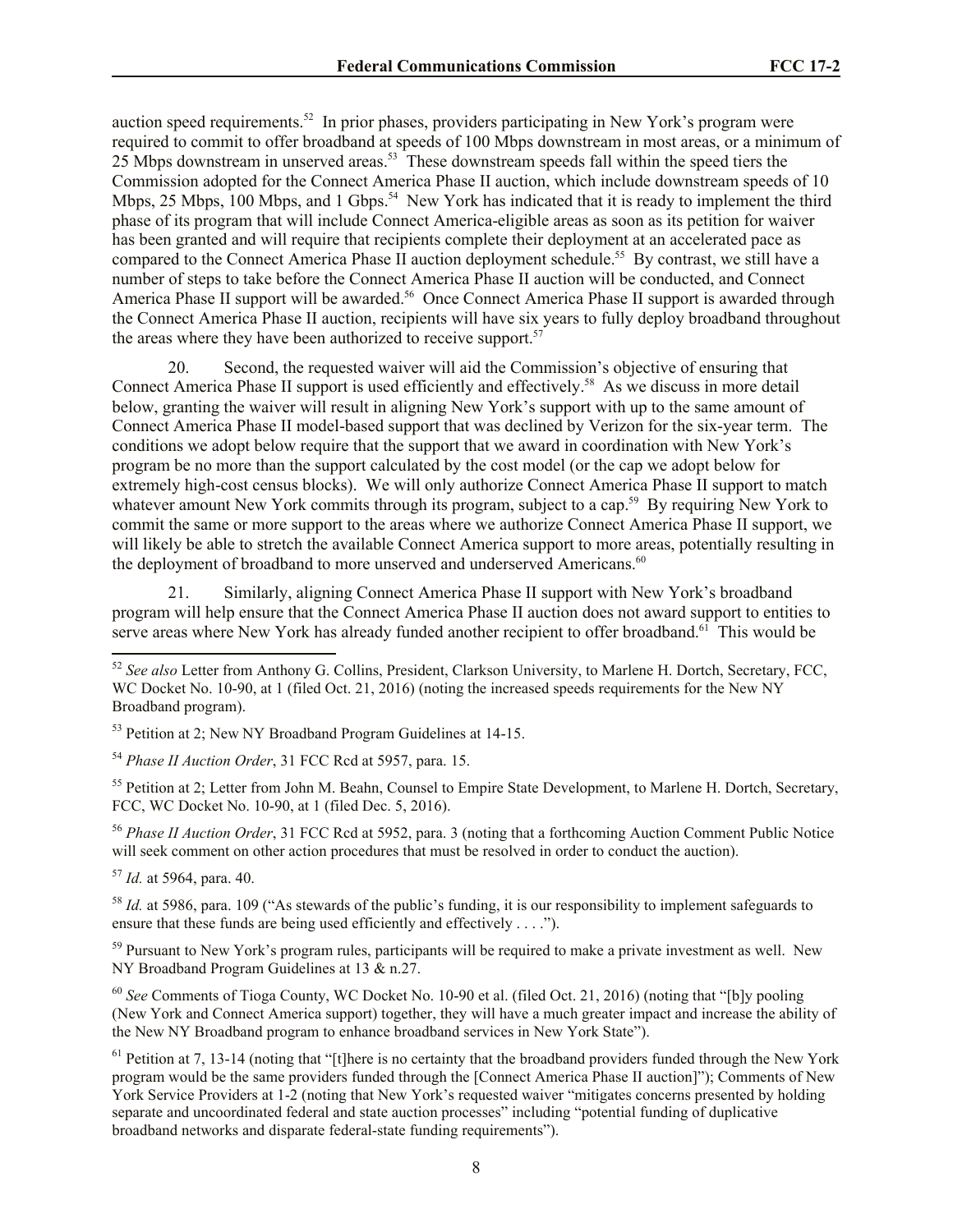auction speed requirements.[52] In prior phases, providers participating in New York's program were required to commit to offer broadband at speeds of 100 Mbps downstream in most areas, or a minimum of 25 Mbps downstream in unserved areas.[53] These downstream speeds fall within the speed tiers the Commission adopted for the Connect America Phase II auction, which include downstream speeds of 10 Mbps, 25 Mbps, 100 Mbps, and 1 Gbps.[54] New York has indicated that it is ready to implement the third phase of its program that will include Connect America-eligible areas as soon as its petition for waiver has been granted and will require that recipients complete their deployment at an accelerated pace as compared to the Connect America Phase II auction deployment schedule.[55] By contrast, we still have a number of steps to take before the Connect America Phase II auction will be conducted, and Connect America Phase II support will be awarded.[56] Once Connect America Phase II support is awarded through the Connect America Phase II auction, recipients will have six years to fully deploy broadband throughout the areas where they have been authorized to receive support.[57]

20. Second, the requested waiver will aid the Commission's objective of ensuring that Connect America Phase II support is used efficiently and effectively.[58] As we discuss in more detail below, granting the waiver will result in aligning New York's support with up to the same amount of Connect America Phase II model-based support that was declined by Verizon for the six-year term. The conditions we adopt below require that the support that we award in coordination with New York's program be no more than the support calculated by the cost model (or the cap we adopt below for extremely high-cost census blocks). We will only authorize Connect America Phase II support to match whatever amount New York commits through its program, subject to a cap.[59] By requiring New York to commit the same or more support to the areas where we authorize Connect America Phase II support, we will likely be able to stretch the available Connect America support to more areas, potentially resulting in the deployment of broadband to more unserved and underserved Americans.[60]

21. Similarly, aligning Connect America Phase II support with New York's broadband program will help ensure that the Connect America Phase II auction does not award support to entities to serve areas where New York has already funded another recipient to offer broadband.[61] This would be

---

[52] *See also* Letter from Anthony G. Collins, President, Clarkson University, to Marlene H. Dortch, Secretary, FCC, WC Docket No. 10-90, at 1 (filed Oct. 21, 2016) (noting the increased speeds requirements for the New NY Broadband program).

[53] Petition at 2; New NY Broadband Program Guidelines at 14-15.

[54] *Phase II Auction Order*, 31 FCC Rcd at 5957, para. 15.

[55] Petition at 2; Letter from John M. Beahn, Counsel to Empire State Development, to Marlene H. Dortch, Secretary, FCC, WC Docket No. 10-90, at 1 (filed Dec. 5, 2016).

[56] *Phase II Auction Order*, 31 FCC Rcd at 5952, para. 3 (noting that a forthcoming Auction Comment Public Notice will seek comment on other action procedures that must be resolved in order to conduct the auction).

[57] *Id.* at 5964, para. 40.

[58] *Id.* at 5986, para. 109 ("As stewards of the public's funding, it is our responsibility to implement safeguards to ensure that these funds are being used efficiently and effectively . . . .").

[59] Pursuant to New York's program rules, participants will be required to make a private investment as well. New NY Broadband Program Guidelines at 13 & n.27.

[60] *See* Comments of Tioga County, WC Docket No. 10-90 et al. (filed Oct. 21, 2016) (noting that "[b]y pooling (New York and Connect America support) together, they will have a much greater impact and increase the ability of the New NY Broadband program to enhance broadband services in New York State").

[61] Petition at 7, 13-14 (noting that "[t]here is no certainty that the broadband providers funded through the New York program would be the same providers funded through the [Connect America Phase II auction]"); Comments of New York Service Providers at 1-2 (noting that New York's requested waiver "mitigates concerns presented by holding separate and uncoordinated federal and state auction processes" including "potential funding of duplicative broadband networks and disparate federal-state funding requirements").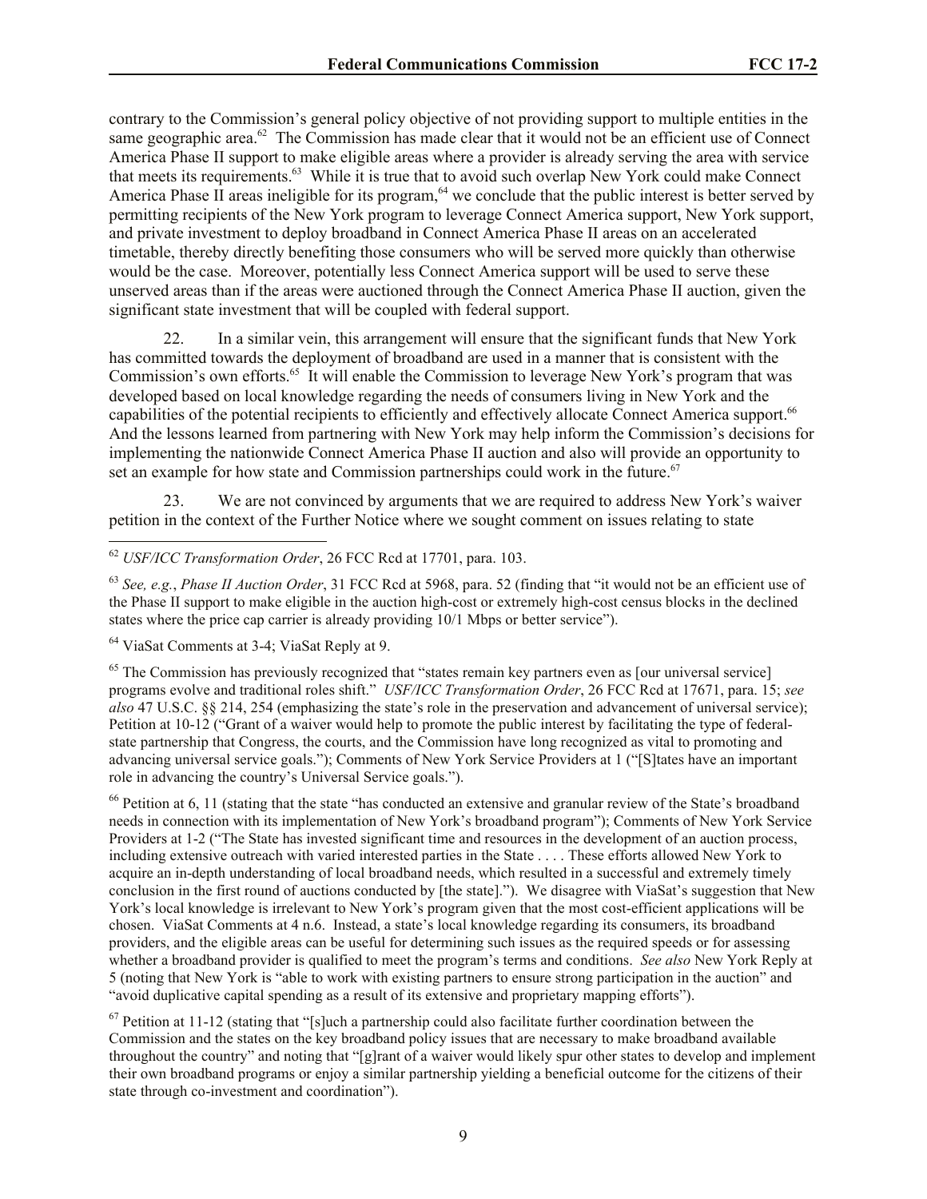contrary to the Commission's general policy objective of not providing support to multiple entities in the same geographic area.[62] The Commission has made clear that it would not be an efficient use of Connect America Phase II support to make eligible areas where a provider is already serving the area with service that meets its requirements.[63] While it is true that to avoid such overlap New York could make Connect America Phase II areas ineligible for its program,[64] we conclude that the public interest is better served by permitting recipients of the New York program to leverage Connect America support, New York support, and private investment to deploy broadband in Connect America Phase II areas on an accelerated timetable, thereby directly benefiting those consumers who will be served more quickly than otherwise would be the case. Moreover, potentially less Connect America support will be used to serve these unserved areas than if the areas were auctioned through the Connect America Phase II auction, given the significant state investment that will be coupled with federal support.

22. In a similar vein, this arrangement will ensure that the significant funds that New York has committed towards the deployment of broadband are used in a manner that is consistent with the Commission's own efforts.[65] It will enable the Commission to leverage New York's program that was developed based on local knowledge regarding the needs of consumers living in New York and the capabilities of the potential recipients to efficiently and effectively allocate Connect America support.[66] And the lessons learned from partnering with New York may help inform the Commission's decisions for implementing the nationwide Connect America Phase II auction and also will provide an opportunity to set an example for how state and Commission partnerships could work in the future.[67]

23. We are not convinced by arguments that we are required to address New York's waiver petition in the context of the Further Notice where we sought comment on issues relating to state

---

[62] *USF/ICC Transformation Order*, 26 FCC Rcd at 17701, para. 103.

[63] *See, e.g.*, *Phase II Auction Order*, 31 FCC Rcd at 5968, para. 52 (finding that "it would not be an efficient use of the Phase II support to make eligible in the auction high-cost or extremely high-cost census blocks in the declined states where the price cap carrier is already providing 10/1 Mbps or better service").

[64] ViaSat Comments at 3-4; ViaSat Reply at 9.

[65] The Commission has previously recognized that "states remain key partners even as [our universal service] programs evolve and traditional roles shift." *USF/ICC Transformation Order*, 26 FCC Rcd at 17671, para. 15; *see also* 47 U.S.C. §§ 214, 254 (emphasizing the state's role in the preservation and advancement of universal service); Petition at 10-12 ("Grant of a waiver would help to promote the public interest by facilitating the type of federal-state partnership that Congress, the courts, and the Commission have long recognized as vital to promoting and advancing universal service goals."); Comments of New York Service Providers at 1 ("[S]tates have an important role in advancing the country's Universal Service goals.").

[66] Petition at 6, 11 (stating that the state "has conducted an extensive and granular review of the State's broadband needs in connection with its implementation of New York's broadband program"); Comments of New York Service Providers at 1-2 ("The State has invested significant time and resources in the development of an auction process, including extensive outreach with varied interested parties in the State . . . . These efforts allowed New York to acquire an in-depth understanding of local broadband needs, which resulted in a successful and extremely timely conclusion in the first round of auctions conducted by [the state]."). We disagree with ViaSat's suggestion that New York's local knowledge is irrelevant to New York's program given that the most cost-efficient applications will be chosen. ViaSat Comments at 4 n.6. Instead, a state's local knowledge regarding its consumers, its broadband providers, and the eligible areas can be useful for determining such issues as the required speeds or for assessing whether a broadband provider is qualified to meet the program's terms and conditions. *See also* New York Reply at 5 (noting that New York is "able to work with existing partners to ensure strong participation in the auction" and "avoid duplicative capital spending as a result of its extensive and proprietary mapping efforts").

[67] Petition at 11-12 (stating that "[s]uch a partnership could also facilitate further coordination between the Commission and the states on the key broadband policy issues that are necessary to make broadband available throughout the country" and noting that "[g]rant of a waiver would likely spur other states to develop and implement their own broadband programs or enjoy a similar partnership yielding a beneficial outcome for the citizens of their state through co-investment and coordination").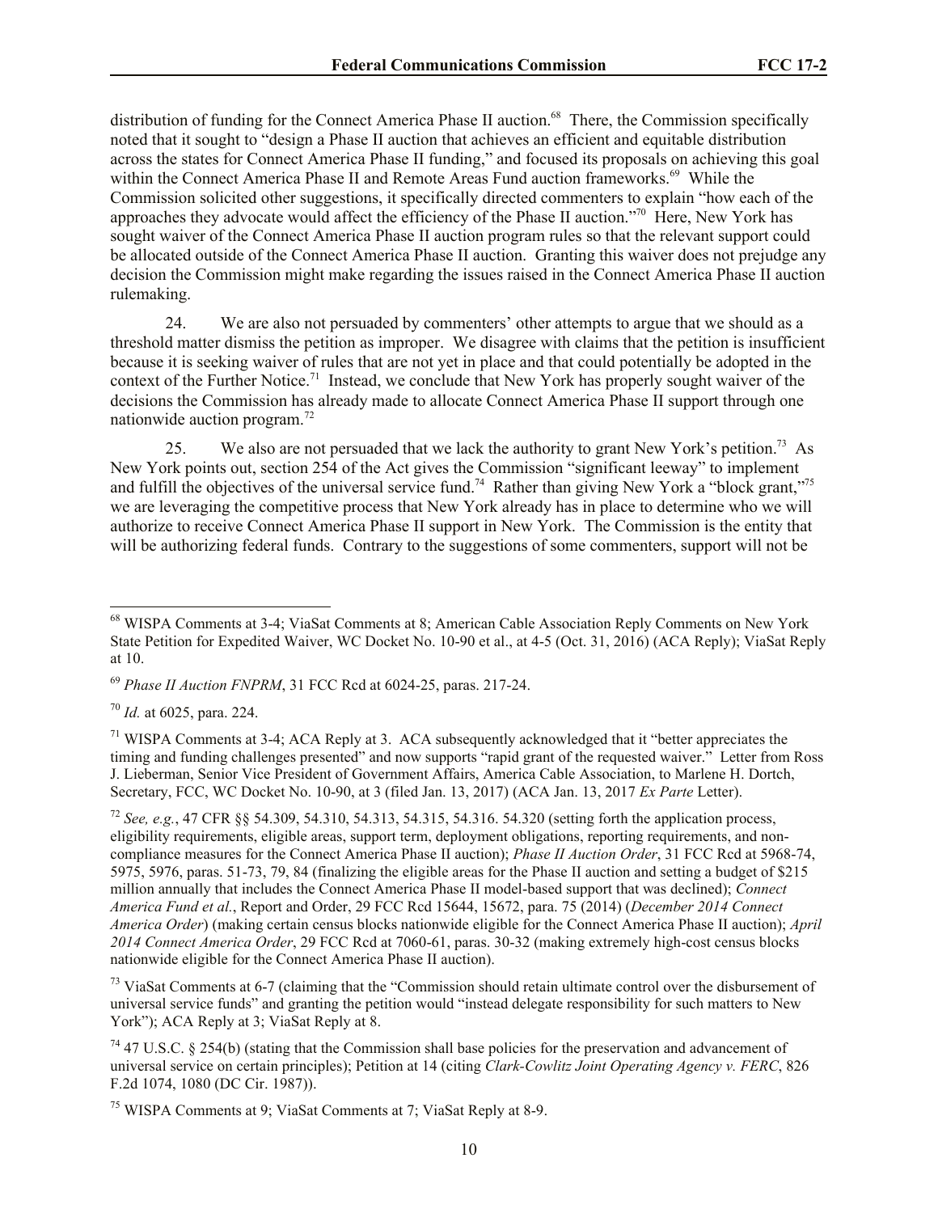distribution of funding for the Connect America Phase II auction.[68] There, the Commission specifically noted that it sought to "design a Phase II auction that achieves an efficient and equitable distribution across the states for Connect America Phase II funding," and focused its proposals on achieving this goal within the Connect America Phase II and Remote Areas Fund auction frameworks.[69] While the Commission solicited other suggestions, it specifically directed commenters to explain "how each of the approaches they advocate would affect the efficiency of the Phase II auction."[70] Here, New York has sought waiver of the Connect America Phase II auction program rules so that the relevant support could be allocated outside of the Connect America Phase II auction. Granting this waiver does not prejudge any decision the Commission might make regarding the issues raised in the Connect America Phase II auction rulemaking.

24. We are also not persuaded by commenters' other attempts to argue that we should as a threshold matter dismiss the petition as improper. We disagree with claims that the petition is insufficient because it is seeking waiver of rules that are not yet in place and that could potentially be adopted in the context of the Further Notice.[71] Instead, we conclude that New York has properly sought waiver of the decisions the Commission has already made to allocate Connect America Phase II support through one nationwide auction program.[72]

25. We also are not persuaded that we lack the authority to grant New York's petition.[73] As New York points out, section 254 of the Act gives the Commission "significant leeway" to implement and fulfill the objectives of the universal service fund.[74] Rather than giving New York a "block grant,"[75] we are leveraging the competitive process that New York already has in place to determine who we will authorize to receive Connect America Phase II support in New York. The Commission is the entity that will be authorizing federal funds. Contrary to the suggestions of some commenters, support will not be

---

[68] WISPA Comments at 3-4; ViaSat Comments at 8; American Cable Association Reply Comments on New York State Petition for Expedited Waiver, WC Docket No. 10-90 et al., at 4-5 (Oct. 31, 2016) (ACA Reply); ViaSat Reply at 10.

[69] *Phase II Auction FNPRM*, 31 FCC Rcd at 6024-25, paras. 217-24.

[70] *Id.* at 6025, para. 224.

[71] WISPA Comments at 3-4; ACA Reply at 3. ACA subsequently acknowledged that it "better appreciates the timing and funding challenges presented" and now supports "rapid grant of the requested waiver." Letter from Ross J. Lieberman, Senior Vice President of Government Affairs, America Cable Association, to Marlene H. Dortch, Secretary, FCC, WC Docket No. 10-90, at 3 (filed Jan. 13, 2017) (ACA Jan. 13, 2017 *Ex Parte* Letter).

[72] *See, e.g.*, 47 CFR §§ 54.309, 54.310, 54.313, 54.315, 54.316. 54.320 (setting forth the application process, eligibility requirements, eligible areas, support term, deployment obligations, reporting requirements, and non-compliance measures for the Connect America Phase II auction); *Phase II Auction Order*, 31 FCC Rcd at 5968-74, 5975, 5976, paras. 51-73, 79, 84 (finalizing the eligible areas for the Phase II auction and setting a budget of $215 million annually that includes the Connect America Phase II model-based support that was declined); *Connect America Fund et al.*, Report and Order, 29 FCC Rcd 15644, 15672, para. 75 (2014) (*December 2014 Connect America Order*) (making certain census blocks nationwide eligible for the Connect America Phase II auction); *April 2014 Connect America Order*, 29 FCC Rcd at 7060-61, paras. 30-32 (making extremely high-cost census blocks nationwide eligible for the Connect America Phase II auction).

[73] ViaSat Comments at 6-7 (claiming that the "Commission should retain ultimate control over the disbursement of universal service funds" and granting the petition would "instead delegate responsibility for such matters to New York"); ACA Reply at 3; ViaSat Reply at 8.

[74] 47 U.S.C. § 254(b) (stating that the Commission shall base policies for the preservation and advancement of universal service on certain principles); Petition at 14 (citing *Clark-Cowlitz Joint Operating Agency v. FERC*, 826 F.2d 1074, 1080 (DC Cir. 1987)).

[75] WISPA Comments at 9; ViaSat Comments at 7; ViaSat Reply at 8-9.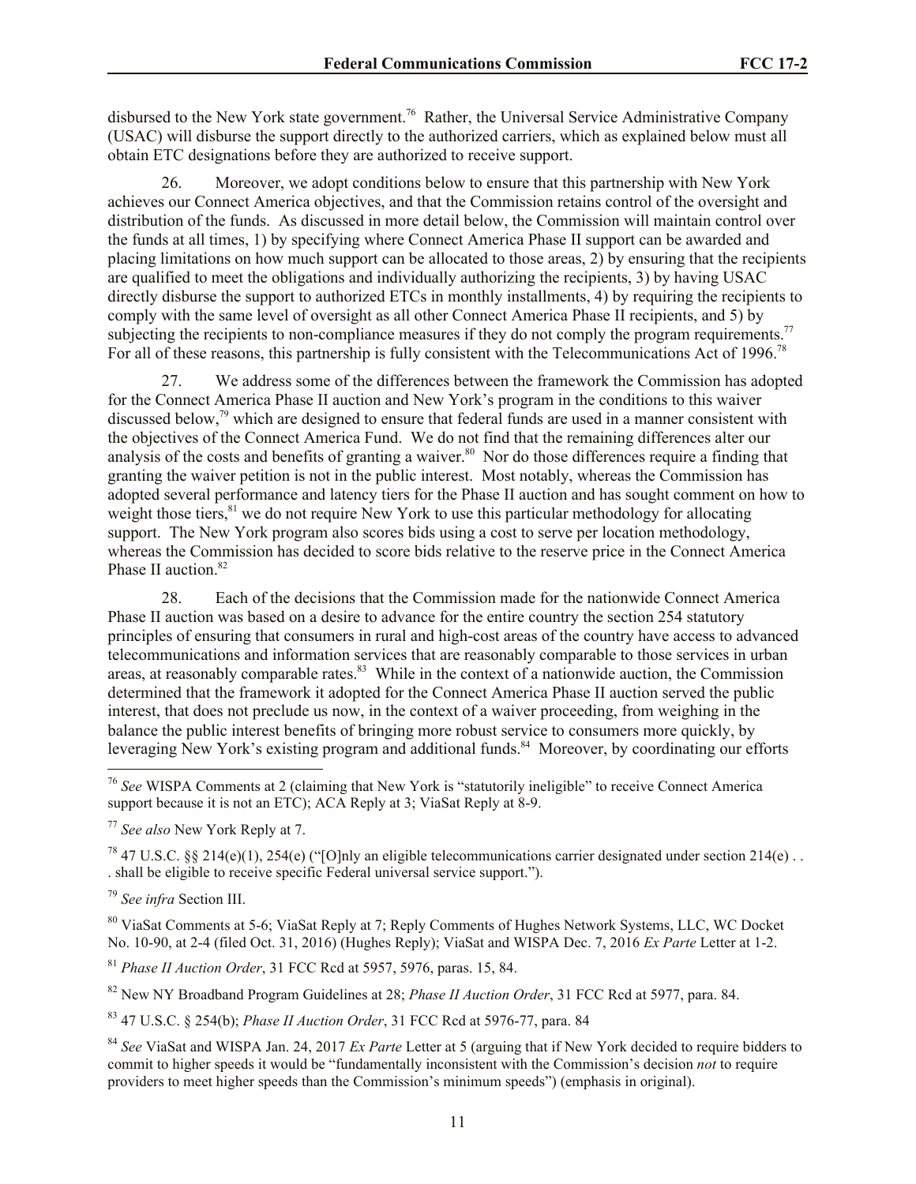disbursed to the New York state government.[76] Rather, the Universal Service Administrative Company (USAC) will disburse the support directly to the authorized carriers, which as explained below must all obtain ETC designations before they are authorized to receive support.

26. Moreover, we adopt conditions below to ensure that this partnership with New York achieves our Connect America objectives, and that the Commission retains control of the oversight and distribution of the funds. As discussed in more detail below, the Commission will maintain control over the funds at all times, 1) by specifying where Connect America Phase II support can be awarded and placing limitations on how much support can be allocated to those areas, 2) by ensuring that the recipients are qualified to meet the obligations and individually authorizing the recipients, 3) by having USAC directly disburse the support to authorized ETCs in monthly installments, 4) by requiring the recipients to comply with the same level of oversight as all other Connect America Phase II recipients, and 5) by subjecting the recipients to non-compliance measures if they do not comply the program requirements.[77] For all of these reasons, this partnership is fully consistent with the Telecommunications Act of 1996.[78]

27. We address some of the differences between the framework the Commission has adopted for the Connect America Phase II auction and New York's program in the conditions to this waiver discussed below,[79] which are designed to ensure that federal funds are used in a manner consistent with the objectives of the Connect America Fund. We do not find that the remaining differences alter our analysis of the costs and benefits of granting a waiver.[80] Nor do those differences require a finding that granting the waiver petition is not in the public interest. Most notably, whereas the Commission has adopted several performance and latency tiers for the Phase II auction and has sought comment on how to weight those tiers,[81] we do not require New York to use this particular methodology for allocating support. The New York program also scores bids using a cost to serve per location methodology, whereas the Commission has decided to score bids relative to the reserve price in the Connect America Phase II auction.[82]

28. Each of the decisions that the Commission made for the nationwide Connect America Phase II auction was based on a desire to advance for the entire country the section 254 statutory principles of ensuring that consumers in rural and high-cost areas of the country have access to advanced telecommunications and information services that are reasonably comparable to those services in urban areas, at reasonably comparable rates.[83] While in the context of a nationwide auction, the Commission determined that the framework it adopted for the Connect America Phase II auction served the public interest, that does not preclude us now, in the context of a waiver proceeding, from weighing in the balance the public interest benefits of bringing more robust service to consumers more quickly, by leveraging New York's existing program and additional funds.[84] Moreover, by coordinating our efforts

---

[76] *See* WISPA Comments at 2 (claiming that New York is "statutorily ineligible" to receive Connect America support because it is not an ETC); ACA Reply at 3; ViaSat Reply at 8-9.

[77] *See also* New York Reply at 7.

[78] 47 U.S.C. §§ 214(e)(1), 254(e) ("[O]nly an eligible telecommunications carrier designated under section 214(e) . . . shall be eligible to receive specific Federal universal service support.").

[79] *See infra* Section III.

[80] ViaSat Comments at 5-6; ViaSat Reply at 7; Reply Comments of Hughes Network Systems, LLC, WC Docket No. 10-90, at 2-4 (filed Oct. 31, 2016) (Hughes Reply); ViaSat and WISPA Dec. 7, 2016 *Ex Parte* Letter at 1-2.

[81] *Phase II Auction Order*, 31 FCC Rcd at 5957, 5976, paras. 15, 84.

[82] New NY Broadband Program Guidelines at 28; *Phase II Auction Order*, 31 FCC Rcd at 5977, para. 84.

[83] 47 U.S.C. § 254(b); *Phase II Auction Order*, 31 FCC Rcd at 5976-77, para. 84

[84] *See* ViaSat and WISPA Jan. 24, 2017 *Ex Parte* Letter at 5 (arguing that if New York decided to require bidders to commit to higher speeds it would be "fundamentally inconsistent with the Commission's decision *not* to require providers to meet higher speeds than the Commission's minimum speeds") (emphasis in original).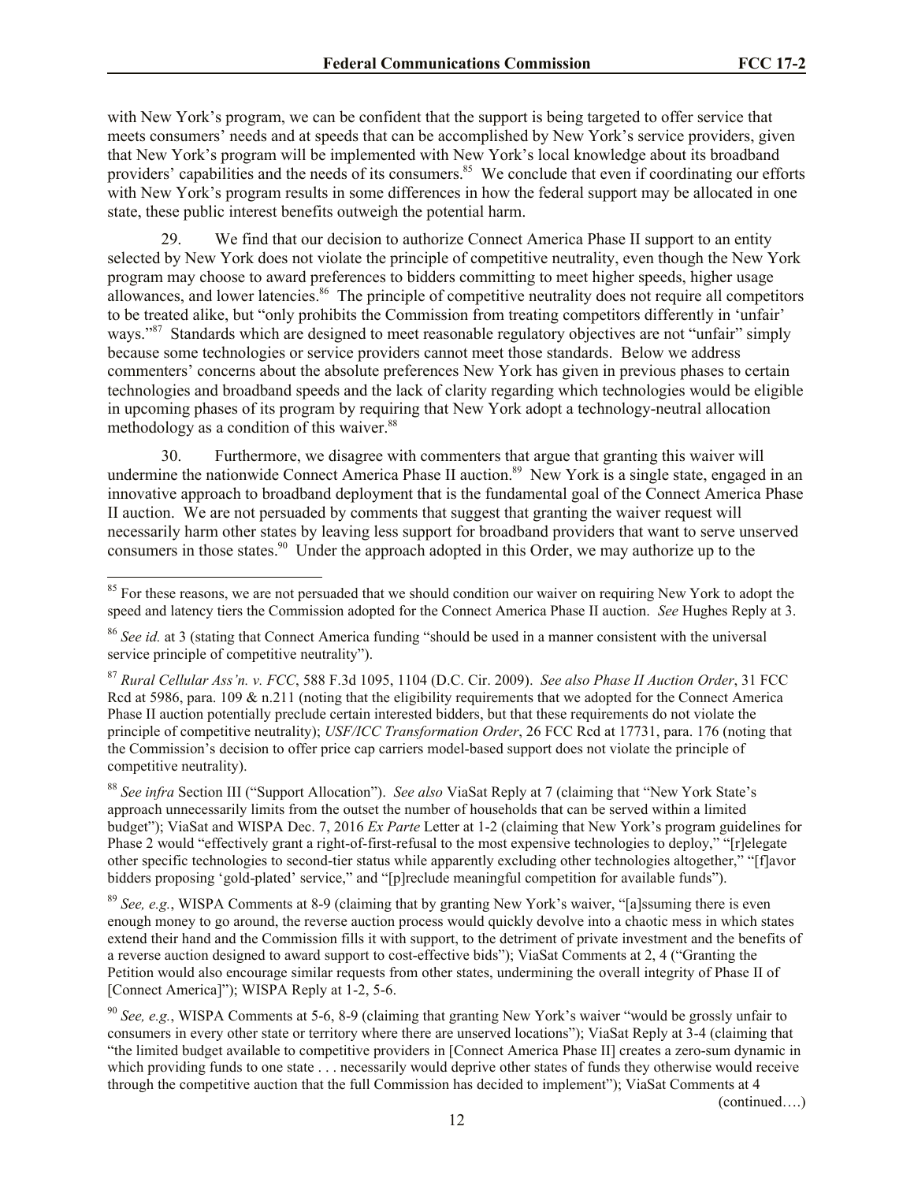with New York's program, we can be confident that the support is being targeted to offer service that meets consumers' needs and at speeds that can be accomplished by New York's service providers, given that New York's program will be implemented with New York's local knowledge about its broadband providers' capabilities and the needs of its consumers.[85] We conclude that even if coordinating our efforts with New York's program results in some differences in how the federal support may be allocated in one state, these public interest benefits outweigh the potential harm.

29. We find that our decision to authorize Connect America Phase II support to an entity selected by New York does not violate the principle of competitive neutrality, even though the New York program may choose to award preferences to bidders committing to meet higher speeds, higher usage allowances, and lower latencies.[86] The principle of competitive neutrality does not require all competitors to be treated alike, but "only prohibits the Commission from treating competitors differently in 'unfair' ways."[87] Standards which are designed to meet reasonable regulatory objectives are not "unfair" simply because some technologies or service providers cannot meet those standards. Below we address commenters' concerns about the absolute preferences New York has given in previous phases to certain technologies and broadband speeds and the lack of clarity regarding which technologies would be eligible in upcoming phases of its program by requiring that New York adopt a technology-neutral allocation methodology as a condition of this waiver.[88]

30. Furthermore, we disagree with commenters that argue that granting this waiver will undermine the nationwide Connect America Phase II auction.[89] New York is a single state, engaged in an innovative approach to broadband deployment that is the fundamental goal of the Connect America Phase II auction. We are not persuaded by comments that suggest that granting the waiver request will necessarily harm other states by leaving less support for broadband providers that want to serve unserved consumers in those states.[90] Under the approach adopted in this Order, we may authorize up to the

---

[85] For these reasons, we are not persuaded that we should condition our waiver on requiring New York to adopt the speed and latency tiers the Commission adopted for the Connect America Phase II auction. *See* Hughes Reply at 3.

[86] *See id.* at 3 (stating that Connect America funding "should be used in a manner consistent with the universal service principle of competitive neutrality").

[87] *Rural Cellular Ass'n. v. FCC*, 588 F.3d 1095, 1104 (D.C. Cir. 2009). *See also Phase II Auction Order*, 31 FCC Rcd at 5986, para. 109 & n.211 (noting that the eligibility requirements that we adopted for the Connect America Phase II auction potentially preclude certain interested bidders, but that these requirements do not violate the principle of competitive neutrality); *USF/ICC Transformation Order*, 26 FCC Rcd at 17731, para. 176 (noting that the Commission's decision to offer price cap carriers model-based support does not violate the principle of competitive neutrality).

[88] *See infra* Section III ("Support Allocation"). *See also* ViaSat Reply at 7 (claiming that "New York State's approach unnecessarily limits from the outset the number of households that can be served within a limited budget"); ViaSat and WISPA Dec. 7, 2016 *Ex Parte* Letter at 1-2 (claiming that New York's program guidelines for Phase 2 would "effectively grant a right-of-first-refusal to the most expensive technologies to deploy," "[r]elegate other specific technologies to second-tier status while apparently excluding other technologies altogether," "[f]avor bidders proposing 'gold-plated' service," and "[p]reclude meaningful competition for available funds").

[89] *See, e.g.*, WISPA Comments at 8-9 (claiming that by granting New York's waiver, "[a]ssuming there is even enough money to go around, the reverse auction process would quickly devolve into a chaotic mess in which states extend their hand and the Commission fills it with support, to the detriment of private investment and the benefits of a reverse auction designed to award support to cost-effective bids"); ViaSat Comments at 2, 4 ("Granting the Petition would also encourage similar requests from other states, undermining the overall integrity of Phase II of [Connect America]"); WISPA Reply at 1-2, 5-6.

[90] *See, e.g.*, WISPA Comments at 5-6, 8-9 (claiming that granting New York's waiver "would be grossly unfair to consumers in every other state or territory where there are unserved locations"); ViaSat Reply at 3-4 (claiming that "the limited budget available to competitive providers in [Connect America Phase II] creates a zero-sum dynamic in which providing funds to one state . . . necessarily would deprive other states of funds they otherwise would receive through the competitive auction that the full Commission has decided to implement"); ViaSat Comments at 4

(continued….)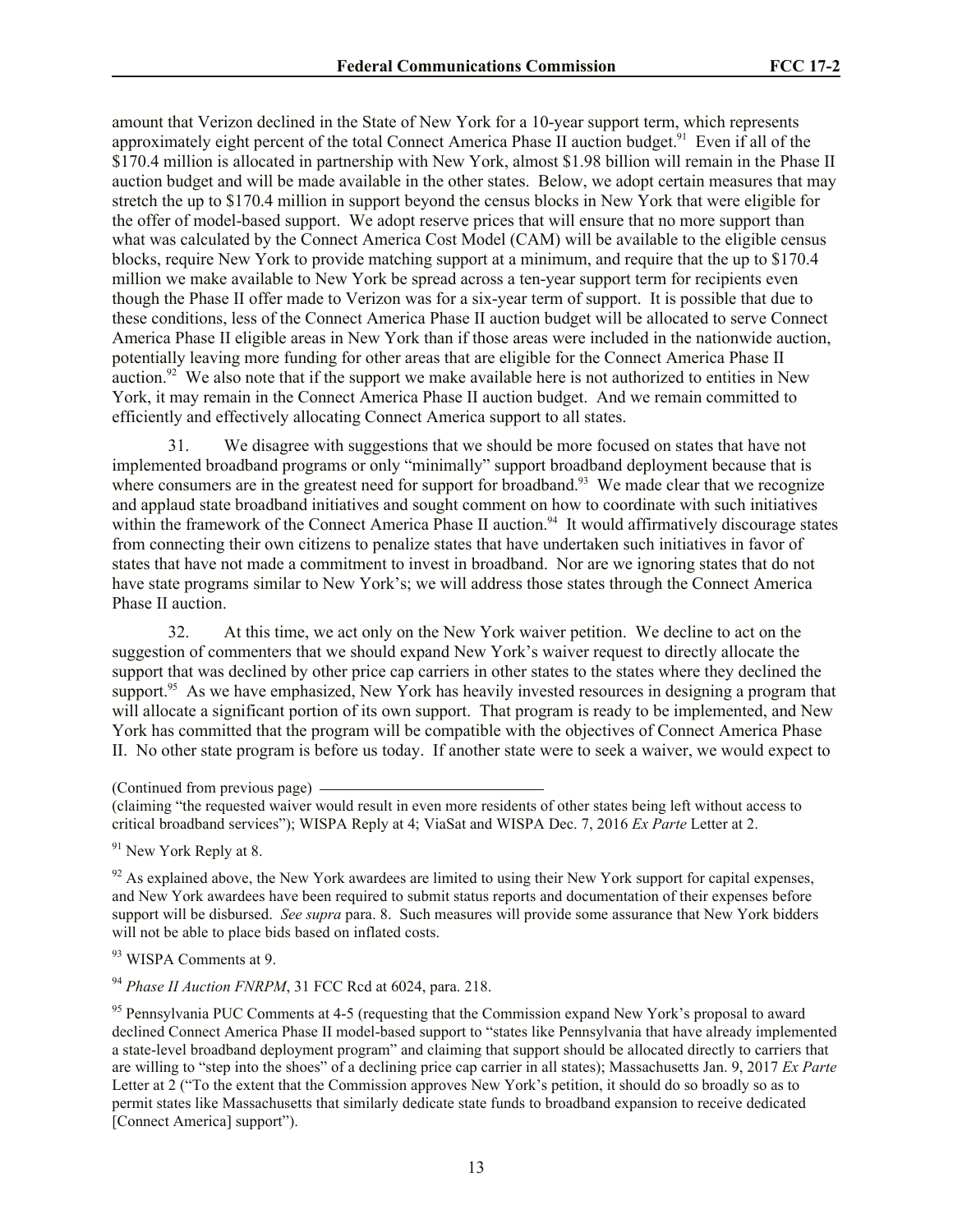amount that Verizon declined in the State of New York for a 10-year support term, which represents approximately eight percent of the total Connect America Phase II auction budget.[91] Even if all of the $170.4 million is allocated in partnership with New York, almost $1.98 billion will remain in the Phase II auction budget and will be made available in the other states. Below, we adopt certain measures that may stretch the up to $170.4 million in support beyond the census blocks in New York that were eligible for the offer of model-based support. We adopt reserve prices that will ensure that no more support than what was calculated by the Connect America Cost Model (CAM) will be available to the eligible census blocks, require New York to provide matching support at a minimum, and require that the up to $170.4 million we make available to New York be spread across a ten-year support term for recipients even though the Phase II offer made to Verizon was for a six-year term of support. It is possible that due to these conditions, less of the Connect America Phase II auction budget will be allocated to serve Connect America Phase II eligible areas in New York than if those areas were included in the nationwide auction, potentially leaving more funding for other areas that are eligible for the Connect America Phase II auction.[92] We also note that if the support we make available here is not authorized to entities in New York, it may remain in the Connect America Phase II auction budget. And we remain committed to efficiently and effectively allocating Connect America support to all states.

31. We disagree with suggestions that we should be more focused on states that have not implemented broadband programs or only "minimally" support broadband deployment because that is where consumers are in the greatest need for support for broadband.[93] We made clear that we recognize and applaud state broadband initiatives and sought comment on how to coordinate with such initiatives within the framework of the Connect America Phase II auction.[94] It would affirmatively discourage states from connecting their own citizens to penalize states that have undertaken such initiatives in favor of states that have not made a commitment to invest in broadband. Nor are we ignoring states that do not have state programs similar to New York's; we will address those states through the Connect America Phase II auction.

32. At this time, we act only on the New York waiver petition. We decline to act on the suggestion of commenters that we should expand New York's waiver request to directly allocate the support that was declined by other price cap carriers in other states to the states where they declined the support.[95] As we have emphasized, New York has heavily invested resources in designing a program that will allocate a significant portion of its own support. That program is ready to be implemented, and New York has committed that the program will be compatible with the objectives of Connect America Phase II. No other state program is before us today. If another state were to seek a waiver, we would expect to

(Continued from previous page)

(claiming "the requested waiver would result in even more residents of other states being left without access to critical broadband services"); WISPA Reply at 4; ViaSat and WISPA Dec. 7, 2016 *Ex Parte* Letter at 2.

[91] New York Reply at 8.

[92] As explained above, the New York awardees are limited to using their New York support for capital expenses, and New York awardees have been required to submit status reports and documentation of their expenses before support will be disbursed. *See supra* para. 8. Such measures will provide some assurance that New York bidders will not be able to place bids based on inflated costs.

[93] WISPA Comments at 9.

[94] *Phase II Auction FNRPM*, 31 FCC Rcd at 6024, para. 218.

[95] Pennsylvania PUC Comments at 4-5 (requesting that the Commission expand New York's proposal to award declined Connect America Phase II model-based support to "states like Pennsylvania that have already implemented a state-level broadband deployment program" and claiming that support should be allocated directly to carriers that are willing to "step into the shoes" of a declining price cap carrier in all states); Massachusetts Jan. 9, 2017 *Ex Parte* Letter at 2 ("To the extent that the Commission approves New York's petition, it should do so broadly so as to permit states like Massachusetts that similarly dedicate state funds to broadband expansion to receive dedicated [Connect America] support").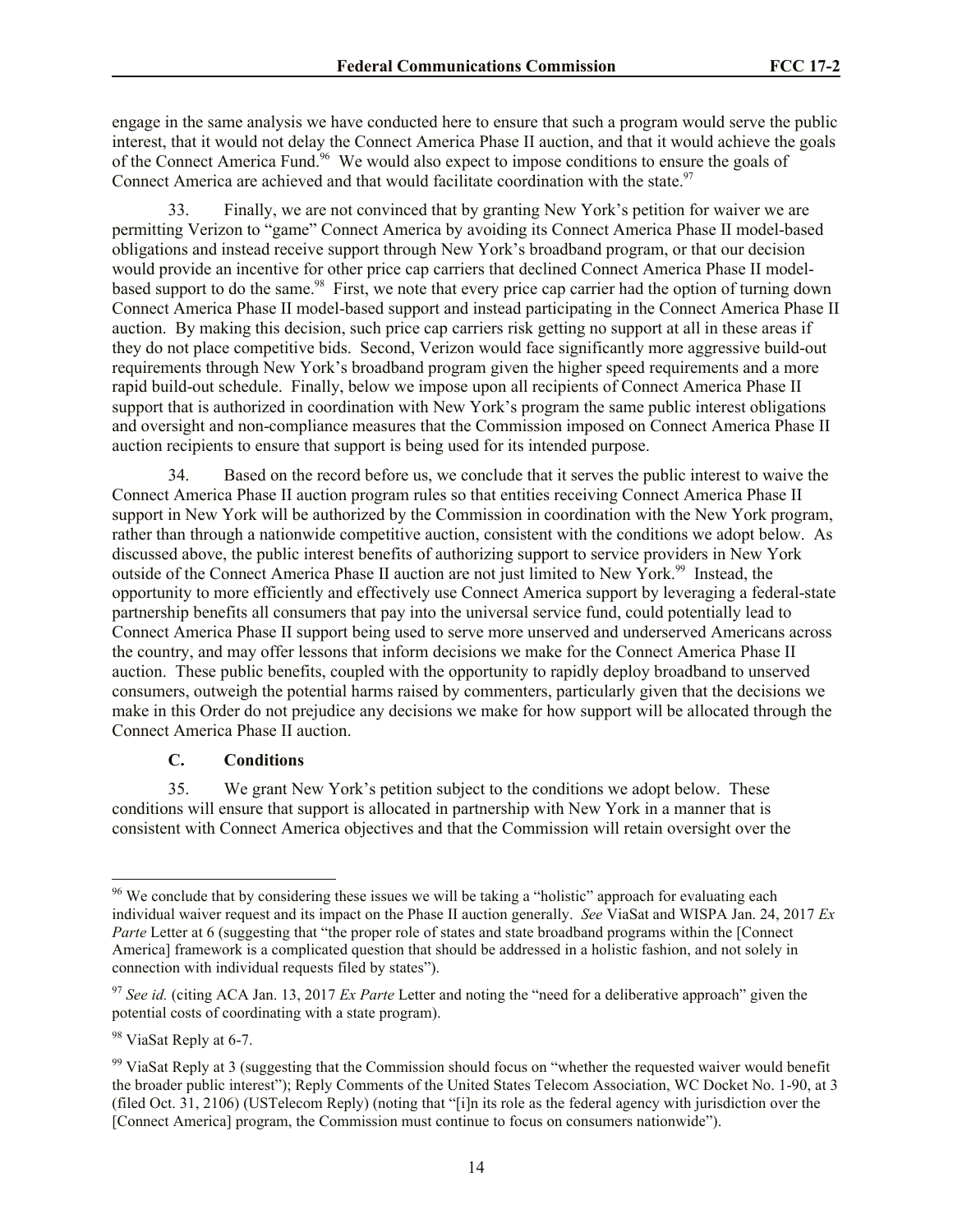engage in the same analysis we have conducted here to ensure that such a program would serve the public interest, that it would not delay the Connect America Phase II auction, and that it would achieve the goals of the Connect America Fund.[96] We would also expect to impose conditions to ensure the goals of Connect America are achieved and that would facilitate coordination with the state.[97]

33. Finally, we are not convinced that by granting New York's petition for waiver we are permitting Verizon to "game" Connect America by avoiding its Connect America Phase II model-based obligations and instead receive support through New York's broadband program, or that our decision would provide an incentive for other price cap carriers that declined Connect America Phase II model-based support to do the same.[98] First, we note that every price cap carrier had the option of turning down Connect America Phase II model-based support and instead participating in the Connect America Phase II auction. By making this decision, such price cap carriers risk getting no support at all in these areas if they do not place competitive bids. Second, Verizon would face significantly more aggressive build-out requirements through New York's broadband program given the higher speed requirements and a more rapid build-out schedule. Finally, below we impose upon all recipients of Connect America Phase II support that is authorized in coordination with New York's program the same public interest obligations and oversight and non-compliance measures that the Commission imposed on Connect America Phase II auction recipients to ensure that support is being used for its intended purpose.

34. Based on the record before us, we conclude that it serves the public interest to waive the Connect America Phase II auction program rules so that entities receiving Connect America Phase II support in New York will be authorized by the Commission in coordination with the New York program, rather than through a nationwide competitive auction, consistent with the conditions we adopt below. As discussed above, the public interest benefits of authorizing support to service providers in New York outside of the Connect America Phase II auction are not just limited to New York.[99] Instead, the opportunity to more efficiently and effectively use Connect America support by leveraging a federal-state partnership benefits all consumers that pay into the universal service fund, could potentially lead to Connect America Phase II support being used to serve more unserved and underserved Americans across the country, and may offer lessons that inform decisions we make for the Connect America Phase II auction. These public benefits, coupled with the opportunity to rapidly deploy broadband to unserved consumers, outweigh the potential harms raised by commenters, particularly given that the decisions we make in this Order do not prejudice any decisions we make for how support will be allocated through the Connect America Phase II auction.

### C. Conditions

35. We grant New York's petition subject to the conditions we adopt below. These conditions will ensure that support is allocated in partnership with New York in a manner that is consistent with Connect America objectives and that the Commission will retain oversight over the

---

[96] We conclude that by considering these issues we will be taking a "holistic" approach for evaluating each individual waiver request and its impact on the Phase II auction generally. *See* ViaSat and WISPA Jan. 24, 2017 *Ex Parte* Letter at 6 (suggesting that "the proper role of states and state broadband programs within the [Connect America] framework is a complicated question that should be addressed in a holistic fashion, and not solely in connection with individual requests filed by states").

[97] *See id.* (citing ACA Jan. 13, 2017 *Ex Parte* Letter and noting the "need for a deliberative approach" given the potential costs of coordinating with a state program).

[98] ViaSat Reply at 6-7.

[99] ViaSat Reply at 3 (suggesting that the Commission should focus on "whether the requested waiver would benefit the broader public interest"); Reply Comments of the United States Telecom Association, WC Docket No. 1-90, at 3 (filed Oct. 31, 2106) (USTelecom Reply) (noting that "[i]n its role as the federal agency with jurisdiction over the [Connect America] program, the Commission must continue to focus on consumers nationwide").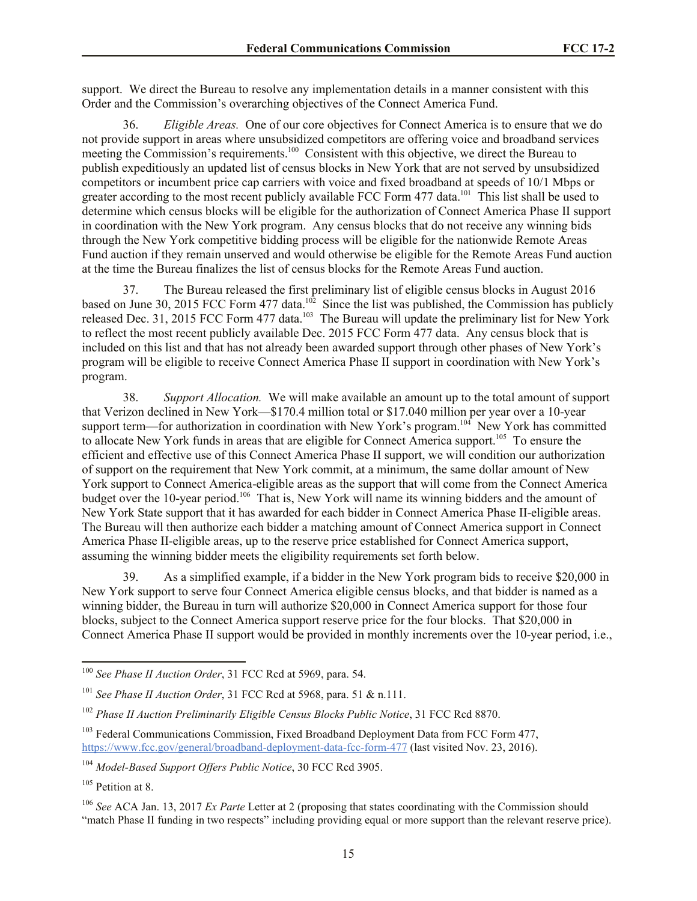support. We direct the Bureau to resolve any implementation details in a manner consistent with this Order and the Commission's overarching objectives of the Connect America Fund.

36. *Eligible Areas.* One of our core objectives for Connect America is to ensure that we do not provide support in areas where unsubsidized competitors are offering voice and broadband services meeting the Commission's requirements.[100] Consistent with this objective, we direct the Bureau to publish expeditiously an updated list of census blocks in New York that are not served by unsubsidized competitors or incumbent price cap carriers with voice and fixed broadband at speeds of 10/1 Mbps or greater according to the most recent publicly available FCC Form 477 data.[101] This list shall be used to determine which census blocks will be eligible for the authorization of Connect America Phase II support in coordination with the New York program. Any census blocks that do not receive any winning bids through the New York competitive bidding process will be eligible for the nationwide Remote Areas Fund auction if they remain unserved and would otherwise be eligible for the Remote Areas Fund auction at the time the Bureau finalizes the list of census blocks for the Remote Areas Fund auction.

37. The Bureau released the first preliminary list of eligible census blocks in August 2016 based on June 30, 2015 FCC Form 477 data.[102] Since the list was published, the Commission has publicly released Dec. 31, 2015 FCC Form 477 data.[103] The Bureau will update the preliminary list for New York to reflect the most recent publicly available Dec. 2015 FCC Form 477 data. Any census block that is included on this list and that has not already been awarded support through other phases of New York's program will be eligible to receive Connect America Phase II support in coordination with New York's program.

38. *Support Allocation.* We will make available an amount up to the total amount of support that Verizon declined in New York—$170.4 million total or $17.040 million per year over a 10-year support term—for authorization in coordination with New York's program.[104] New York has committed to allocate New York funds in areas that are eligible for Connect America support.[105] To ensure the efficient and effective use of this Connect America Phase II support, we will condition our authorization of support on the requirement that New York commit, at a minimum, the same dollar amount of New York support to Connect America-eligible areas as the support that will come from the Connect America budget over the 10-year period.[106] That is, New York will name its winning bidders and the amount of New York State support that it has awarded for each bidder in Connect America Phase II-eligible areas. The Bureau will then authorize each bidder a matching amount of Connect America support in Connect America Phase II-eligible areas, up to the reserve price established for Connect America support, assuming the winning bidder meets the eligibility requirements set forth below.

39. As a simplified example, if a bidder in the New York program bids to receive $20,000 in New York support to serve four Connect America eligible census blocks, and that bidder is named as a winning bidder, the Bureau in turn will authorize $20,000 in Connect America support for those four blocks, subject to the Connect America support reserve price for the four blocks. That $20,000 in Connect America Phase II support would be provided in monthly increments over the 10-year period, i.e.,

---

[100] *See Phase II Auction Order*, 31 FCC Rcd at 5969, para. 54.

[101] *See Phase II Auction Order*, 31 FCC Rcd at 5968, para. 51 & n.111.

[102] *Phase II Auction Preliminarily Eligible Census Blocks Public Notice*, 31 FCC Rcd 8870.

[103] Federal Communications Commission, Fixed Broadband Deployment Data from FCC Form 477, https://www.fcc.gov/general/broadband-deployment-data-fcc-form-477 (last visited Nov. 23, 2016).

[104] *Model-Based Support Offers Public Notice*, 30 FCC Rcd 3905.

[105] Petition at 8.

[106] *See* ACA Jan. 13, 2017 *Ex Parte* Letter at 2 (proposing that states coordinating with the Commission should "match Phase II funding in two respects" including providing equal or more support than the relevant reserve price).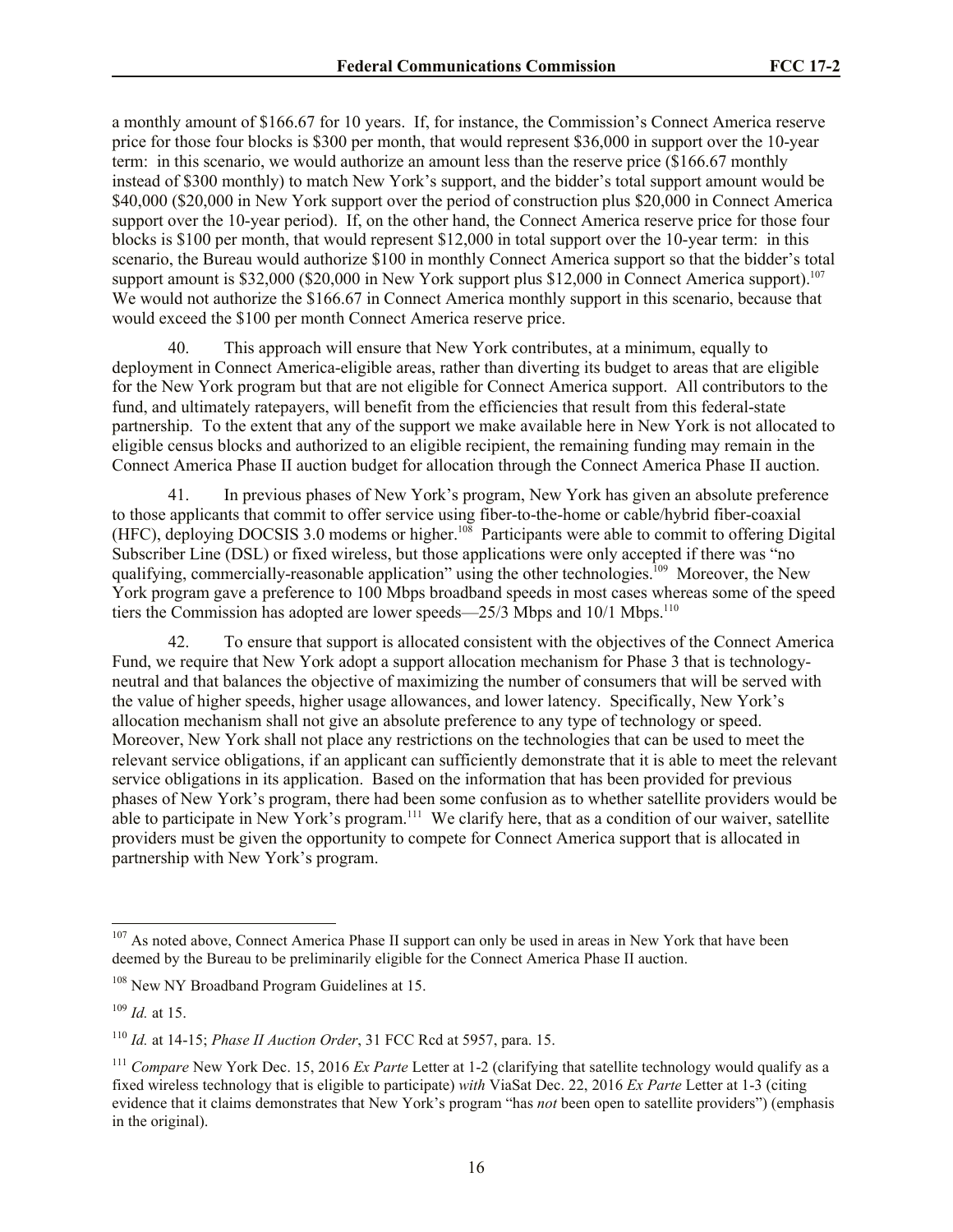a monthly amount of $166.67 for 10 years. If, for instance, the Commission's Connect America reserve price for those four blocks is $300 per month, that would represent $36,000 in support over the 10-year term: in this scenario, we would authorize an amount less than the reserve price ($166.67 monthly instead of $300 monthly) to match New York's support, and the bidder's total support amount would be $40,000 ($20,000 in New York support over the period of construction plus $20,000 in Connect America support over the 10-year period). If, on the other hand, the Connect America reserve price for those four blocks is $100 per month, that would represent $12,000 in total support over the 10-year term: in this scenario, the Bureau would authorize $100 in monthly Connect America support so that the bidder's total support amount is $32,000 ($20,000 in New York support plus $12,000 in Connect America support).[107] We would not authorize the $166.67 in Connect America monthly support in this scenario, because that would exceed the $100 per month Connect America reserve price.

40. This approach will ensure that New York contributes, at a minimum, equally to deployment in Connect America-eligible areas, rather than diverting its budget to areas that are eligible for the New York program but that are not eligible for Connect America support. All contributors to the fund, and ultimately ratepayers, will benefit from the efficiencies that result from this federal-state partnership. To the extent that any of the support we make available here in New York is not allocated to eligible census blocks and authorized to an eligible recipient, the remaining funding may remain in the Connect America Phase II auction budget for allocation through the Connect America Phase II auction.

41. In previous phases of New York's program, New York has given an absolute preference to those applicants that commit to offer service using fiber-to-the-home or cable/hybrid fiber-coaxial (HFC), deploying DOCSIS 3.0 modems or higher.[108] Participants were able to commit to offering Digital Subscriber Line (DSL) or fixed wireless, but those applications were only accepted if there was "no qualifying, commercially-reasonable application" using the other technologies.[109] Moreover, the New York program gave a preference to 100 Mbps broadband speeds in most cases whereas some of the speed tiers the Commission has adopted are lower speeds—25/3 Mbps and 10/1 Mbps.[110]

42. To ensure that support is allocated consistent with the objectives of the Connect America Fund, we require that New York adopt a support allocation mechanism for Phase 3 that is technology-neutral and that balances the objective of maximizing the number of consumers that will be served with the value of higher speeds, higher usage allowances, and lower latency. Specifically, New York's allocation mechanism shall not give an absolute preference to any type of technology or speed. Moreover, New York shall not place any restrictions on the technologies that can be used to meet the relevant service obligations, if an applicant can sufficiently demonstrate that it is able to meet the relevant service obligations in its application. Based on the information that has been provided for previous phases of New York's program, there had been some confusion as to whether satellite providers would be able to participate in New York's program.[111] We clarify here, that as a condition of our waiver, satellite providers must be given the opportunity to compete for Connect America support that is allocated in partnership with New York's program.

---

[107] As noted above, Connect America Phase II support can only be used in areas in New York that have been deemed by the Bureau to be preliminarily eligible for the Connect America Phase II auction.

[108] New NY Broadband Program Guidelines at 15.

[109] *Id.* at 15.

[110] *Id.* at 14-15; *Phase II Auction Order*, 31 FCC Rcd at 5957, para. 15.

[111] *Compare* New York Dec. 15, 2016 *Ex Parte* Letter at 1-2 (clarifying that satellite technology would qualify as a fixed wireless technology that is eligible to participate) *with* ViaSat Dec. 22, 2016 *Ex Parte* Letter at 1-3 (citing evidence that it claims demonstrates that New York's program "has *not* been open to satellite providers") (emphasis in the original).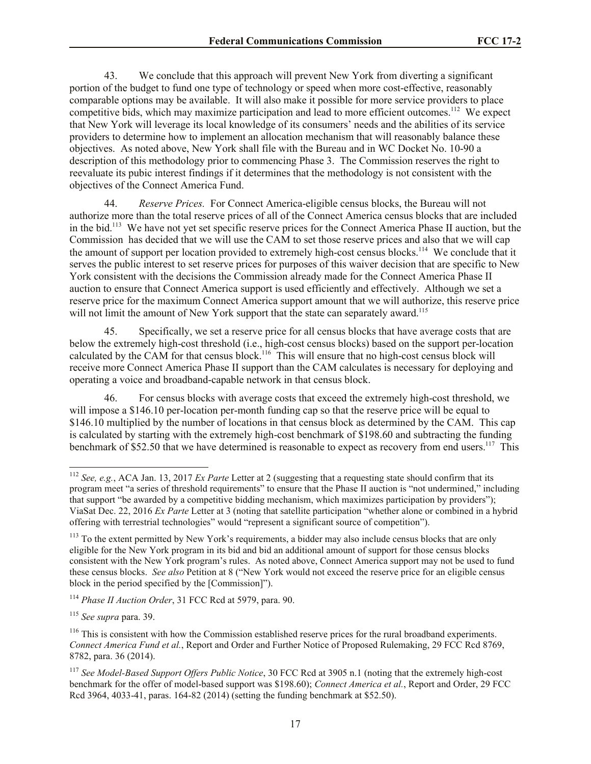43. We conclude that this approach will prevent New York from diverting a significant portion of the budget to fund one type of technology or speed when more cost-effective, reasonably comparable options may be available. It will also make it possible for more service providers to place competitive bids, which may maximize participation and lead to more efficient outcomes.[112] We expect that New York will leverage its local knowledge of its consumers' needs and the abilities of its service providers to determine how to implement an allocation mechanism that will reasonably balance these objectives. As noted above, New York shall file with the Bureau and in WC Docket No. 10-90 a description of this methodology prior to commencing Phase 3. The Commission reserves the right to reevaluate its pubic interest findings if it determines that the methodology is not consistent with the objectives of the Connect America Fund.

44. *Reserve Prices.* For Connect America-eligible census blocks, the Bureau will not authorize more than the total reserve prices of all of the Connect America census blocks that are included in the bid.[113] We have not yet set specific reserve prices for the Connect America Phase II auction, but the Commission has decided that we will use the CAM to set those reserve prices and also that we will cap the amount of support per location provided to extremely high-cost census blocks.[114] We conclude that it serves the public interest to set reserve prices for purposes of this waiver decision that are specific to New York consistent with the decisions the Commission already made for the Connect America Phase II auction to ensure that Connect America support is used efficiently and effectively. Although we set a reserve price for the maximum Connect America support amount that we will authorize, this reserve price will not limit the amount of New York support that the state can separately award.[115]

45. Specifically, we set a reserve price for all census blocks that have average costs that are below the extremely high-cost threshold (i.e., high-cost census blocks) based on the support per-location calculated by the CAM for that census block.[116] This will ensure that no high-cost census block will receive more Connect America Phase II support than the CAM calculates is necessary for deploying and operating a voice and broadband-capable network in that census block.

46. For census blocks with average costs that exceed the extremely high-cost threshold, we will impose a $146.10 per-location per-month funding cap so that the reserve price will be equal to $146.10 multiplied by the number of locations in that census block as determined by the CAM. This cap is calculated by starting with the extremely high-cost benchmark of $198.60 and subtracting the funding benchmark of $52.50 that we have determined is reasonable to expect as recovery from end users.[117] This

---

[112] *See, e.g.*, ACA Jan. 13, 2017 *Ex Parte* Letter at 2 (suggesting that a requesting state should confirm that its program meet "a series of threshold requirements" to ensure that the Phase II auction is "not undermined," including that support "be awarded by a competitive bidding mechanism, which maximizes participation by providers"); ViaSat Dec. 22, 2016 *Ex Parte* Letter at 3 (noting that satellite participation "whether alone or combined in a hybrid offering with terrestrial technologies" would "represent a significant source of competition").

[113] To the extent permitted by New York's requirements, a bidder may also include census blocks that are only eligible for the New York program in its bid and bid an additional amount of support for those census blocks consistent with the New York program's rules. As noted above, Connect America support may not be used to fund these census blocks. *See also* Petition at 8 ("New York would not exceed the reserve price for an eligible census block in the period specified by the [Commission]").

[114] *Phase II Auction Order*, 31 FCC Rcd at 5979, para. 90.

[115] *See supra* para. 39.

[116] This is consistent with how the Commission established reserve prices for the rural broadband experiments. *Connect America Fund et al.*, Report and Order and Further Notice of Proposed Rulemaking, 29 FCC Rcd 8769, 8782, para. 36 (2014).

[117] *See Model-Based Support Offers Public Notice*, 30 FCC Rcd at 3905 n.1 (noting that the extremely high-cost benchmark for the offer of model-based support was $198.60); *Connect America et al.*, Report and Order, 29 FCC Rcd 3964, 4033-41, paras. 164-82 (2014) (setting the funding benchmark at $52.50).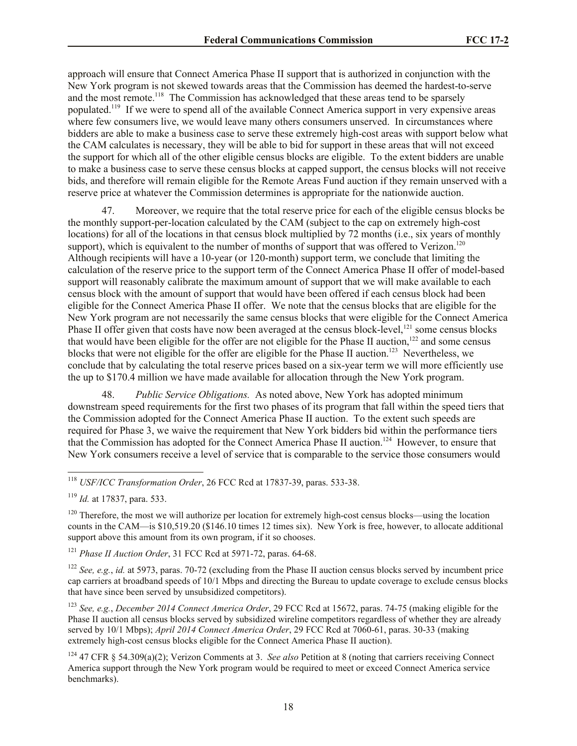approach will ensure that Connect America Phase II support that is authorized in conjunction with the New York program is not skewed towards areas that the Commission has deemed the hardest-to-serve and the most remote.[118] The Commission has acknowledged that these areas tend to be sparsely populated.[119] If we were to spend all of the available Connect America support in very expensive areas where few consumers live, we would leave many others consumers unserved. In circumstances where bidders are able to make a business case to serve these extremely high-cost areas with support below what the CAM calculates is necessary, they will be able to bid for support in these areas that will not exceed the support for which all of the other eligible census blocks are eligible. To the extent bidders are unable to make a business case to serve these census blocks at capped support, the census blocks will not receive bids, and therefore will remain eligible for the Remote Areas Fund auction if they remain unserved with a reserve price at whatever the Commission determines is appropriate for the nationwide auction.

47. Moreover, we require that the total reserve price for each of the eligible census blocks be the monthly support-per-location calculated by the CAM (subject to the cap on extremely high-cost locations) for all of the locations in that census block multiplied by 72 months (i.e., six years of monthly support), which is equivalent to the number of months of support that was offered to Verizon.[120] Although recipients will have a 10-year (or 120-month) support term, we conclude that limiting the calculation of the reserve price to the support term of the Connect America Phase II offer of model-based support will reasonably calibrate the maximum amount of support that we will make available to each census block with the amount of support that would have been offered if each census block had been eligible for the Connect America Phase II offer. We note that the census blocks that are eligible for the New York program are not necessarily the same census blocks that were eligible for the Connect America Phase II offer given that costs have now been averaged at the census block-level,[121] some census blocks that would have been eligible for the offer are not eligible for the Phase II auction,[122] and some census blocks that were not eligible for the offer are eligible for the Phase II auction.[123] Nevertheless, we conclude that by calculating the total reserve prices based on a six-year term we will more efficiently use the up to $170.4 million we have made available for allocation through the New York program.

48. *Public Service Obligations.* As noted above, New York has adopted minimum downstream speed requirements for the first two phases of its program that fall within the speed tiers that the Commission adopted for the Connect America Phase II auction. To the extent such speeds are required for Phase 3, we waive the requirement that New York bidders bid within the performance tiers that the Commission has adopted for the Connect America Phase II auction.[124] However, to ensure that New York consumers receive a level of service that is comparable to the service those consumers would

---

[118] *USF/ICC Transformation Order*, 26 FCC Rcd at 17837-39, paras. 533-38.

[119] *Id.* at 17837, para. 533.

[120] Therefore, the most we will authorize per location for extremely high-cost census blocks—using the location counts in the CAM—is $10,519.20 ($146.10 times 12 times six). New York is free, however, to allocate additional support above this amount from its own program, if it so chooses.

[121] *Phase II Auction Order*, 31 FCC Rcd at 5971-72, paras. 64-68.

[122] *See, e.g.*, *id.* at 5973, paras. 70-72 (excluding from the Phase II auction census blocks served by incumbent price cap carriers at broadband speeds of 10/1 Mbps and directing the Bureau to update coverage to exclude census blocks that have since been served by unsubsidized competitors).

[123] *See, e.g.*, *December 2014 Connect America Order*, 29 FCC Rcd at 15672, paras. 74-75 (making eligible for the Phase II auction all census blocks served by subsidized wireline competitors regardless of whether they are already served by 10/1 Mbps); *April 2014 Connect America Order*, 29 FCC Rcd at 7060-61, paras. 30-33 (making extremely high-cost census blocks eligible for the Connect America Phase II auction).

[124] 47 CFR § 54.309(a)(2); Verizon Comments at 3. *See also* Petition at 8 (noting that carriers receiving Connect America support through the New York program would be required to meet or exceed Connect America service benchmarks).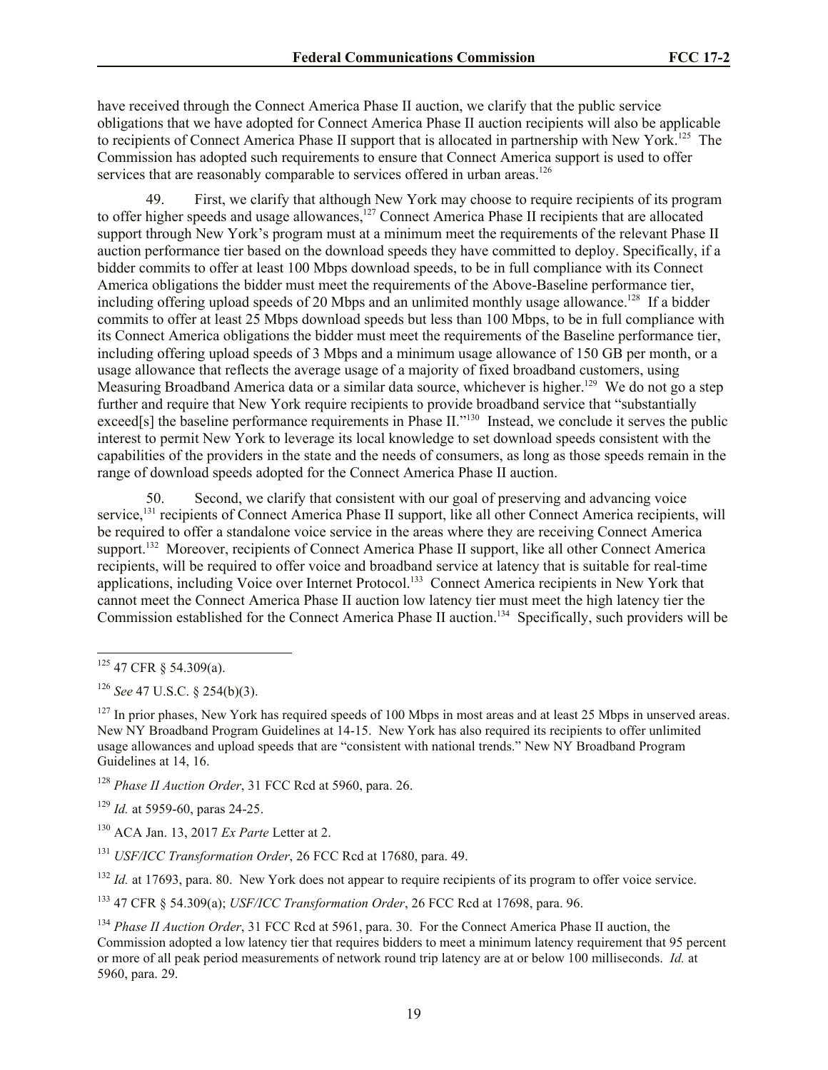have received through the Connect America Phase II auction, we clarify that the public service obligations that we have adopted for Connect America Phase II auction recipients will also be applicable to recipients of Connect America Phase II support that is allocated in partnership with New York.[125] The Commission has adopted such requirements to ensure that Connect America support is used to offer services that are reasonably comparable to services offered in urban areas.[126]

49. First, we clarify that although New York may choose to require recipients of its program to offer higher speeds and usage allowances,[127] Connect America Phase II recipients that are allocated support through New York's program must at a minimum meet the requirements of the relevant Phase II auction performance tier based on the download speeds they have committed to deploy. Specifically, if a bidder commits to offer at least 100 Mbps download speeds, to be in full compliance with its Connect America obligations the bidder must meet the requirements of the Above-Baseline performance tier, including offering upload speeds of 20 Mbps and an unlimited monthly usage allowance.[128] If a bidder commits to offer at least 25 Mbps download speeds but less than 100 Mbps, to be in full compliance with its Connect America obligations the bidder must meet the requirements of the Baseline performance tier, including offering upload speeds of 3 Mbps and a minimum usage allowance of 150 GB per month, or a usage allowance that reflects the average usage of a majority of fixed broadband customers, using Measuring Broadband America data or a similar data source, whichever is higher.[129] We do not go a step further and require that New York require recipients to provide broadband service that "substantially exceed[s] the baseline performance requirements in Phase II."[130] Instead, we conclude it serves the public interest to permit New York to leverage its local knowledge to set download speeds consistent with the capabilities of the providers in the state and the needs of consumers, as long as those speeds remain in the range of download speeds adopted for the Connect America Phase II auction.

50. Second, we clarify that consistent with our goal of preserving and advancing voice service,[131] recipients of Connect America Phase II support, like all other Connect America recipients, will be required to offer a standalone voice service in the areas where they are receiving Connect America support.[132] Moreover, recipients of Connect America Phase II support, like all other Connect America recipients, will be required to offer voice and broadband service at latency that is suitable for real-time applications, including Voice over Internet Protocol.[133] Connect America recipients in New York that cannot meet the Connect America Phase II auction low latency tier must meet the high latency tier the Commission established for the Connect America Phase II auction.[134] Specifically, such providers will be

---

[125] 47 CFR § 54.309(a).

[126] *See* 47 U.S.C. § 254(b)(3).

[127] In prior phases, New York has required speeds of 100 Mbps in most areas and at least 25 Mbps in unserved areas. New NY Broadband Program Guidelines at 14-15. New York has also required its recipients to offer unlimited usage allowances and upload speeds that are "consistent with national trends." New NY Broadband Program Guidelines at 14, 16.

[128] *Phase II Auction Order*, 31 FCC Rcd at 5960, para. 26.

[129] *Id.* at 5959-60, paras 24-25.

[130] ACA Jan. 13, 2017 *Ex Parte* Letter at 2.

[131] *USF/ICC Transformation Order*, 26 FCC Rcd at 17680, para. 49.

[132] *Id.* at 17693, para. 80. New York does not appear to require recipients of its program to offer voice service.

[133] 47 CFR § 54.309(a); *USF/ICC Transformation Order*, 26 FCC Rcd at 17698, para. 96.

[134] *Phase II Auction Order*, 31 FCC Rcd at 5961, para. 30. For the Connect America Phase II auction, the Commission adopted a low latency tier that requires bidders to meet a minimum latency requirement that 95 percent or more of all peak period measurements of network round trip latency are at or below 100 milliseconds. *Id.* at 5960, para. 29.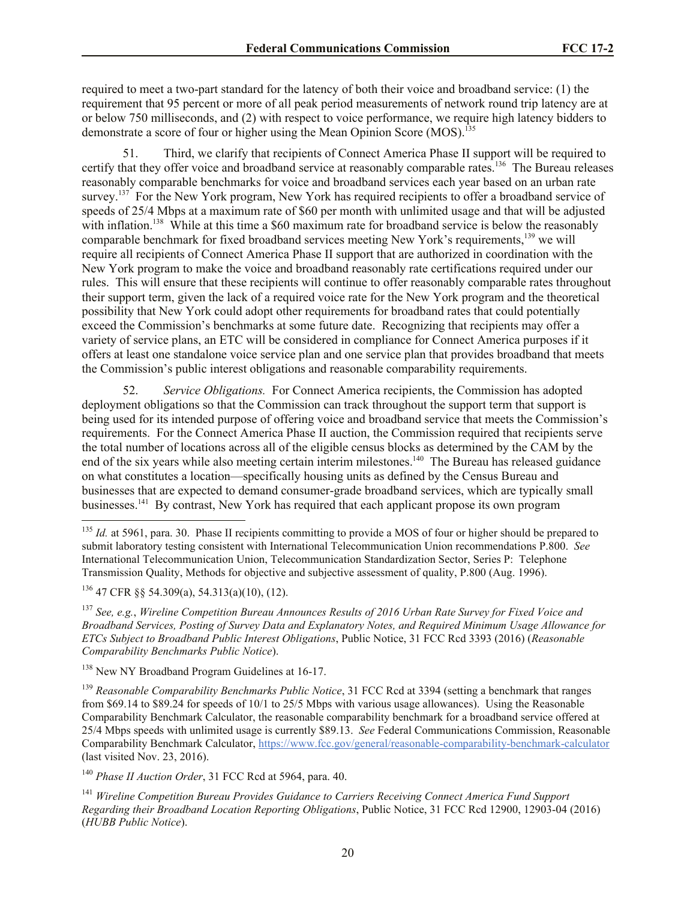required to meet a two-part standard for the latency of both their voice and broadband service: (1) the requirement that 95 percent or more of all peak period measurements of network round trip latency are at or below 750 milliseconds, and (2) with respect to voice performance, we require high latency bidders to demonstrate a score of four or higher using the Mean Opinion Score (MOS).[135]

51. Third, we clarify that recipients of Connect America Phase II support will be required to certify that they offer voice and broadband service at reasonably comparable rates.[136] The Bureau releases reasonably comparable benchmarks for voice and broadband services each year based on an urban rate survey.[137] For the New York program, New York has required recipients to offer a broadband service of speeds of 25/4 Mbps at a maximum rate of $60 per month with unlimited usage and that will be adjusted with inflation.[138] While at this time a $60 maximum rate for broadband service is below the reasonably comparable benchmark for fixed broadband services meeting New York's requirements,[139] we will require all recipients of Connect America Phase II support that are authorized in coordination with the New York program to make the voice and broadband reasonably rate certifications required under our rules. This will ensure that these recipients will continue to offer reasonably comparable rates throughout their support term, given the lack of a required voice rate for the New York program and the theoretical possibility that New York could adopt other requirements for broadband rates that could potentially exceed the Commission's benchmarks at some future date. Recognizing that recipients may offer a variety of service plans, an ETC will be considered in compliance for Connect America purposes if it offers at least one standalone voice service plan and one service plan that provides broadband that meets the Commission's public interest obligations and reasonable comparability requirements.

52. *Service Obligations.* For Connect America recipients, the Commission has adopted deployment obligations so that the Commission can track throughout the support term that support is being used for its intended purpose of offering voice and broadband service that meets the Commission's requirements. For the Connect America Phase II auction, the Commission required that recipients serve the total number of locations across all of the eligible census blocks as determined by the CAM by the end of the six years while also meeting certain interim milestones.[140] The Bureau has released guidance on what constitutes a location—specifically housing units as defined by the Census Bureau and businesses that are expected to demand consumer-grade broadband services, which are typically small businesses.[141] By contrast, New York has required that each applicant propose its own program

---

[135] *Id.* at 5961, para. 30. Phase II recipients committing to provide a MOS of four or higher should be prepared to submit laboratory testing consistent with International Telecommunication Union recommendations P.800. *See* International Telecommunication Union, Telecommunication Standardization Sector, Series P: Telephone Transmission Quality, Methods for objective and subjective assessment of quality, P.800 (Aug. 1996).

[136] 47 CFR §§ 54.309(a), 54.313(a)(10), (12).

[137] *See, e.g.*, *Wireline Competition Bureau Announces Results of 2016 Urban Rate Survey for Fixed Voice and Broadband Services, Posting of Survey Data and Explanatory Notes, and Required Minimum Usage Allowance for ETCs Subject to Broadband Public Interest Obligations*, Public Notice, 31 FCC Rcd 3393 (2016) (*Reasonable Comparability Benchmarks Public Notice*).

[138] New NY Broadband Program Guidelines at 16-17.

[139] *Reasonable Comparability Benchmarks Public Notice*, 31 FCC Rcd at 3394 (setting a benchmark that ranges from $69.14 to $89.24 for speeds of 10/1 to 25/5 Mbps with various usage allowances). Using the Reasonable Comparability Benchmark Calculator, the reasonable comparability benchmark for a broadband service offered at 25/4 Mbps speeds with unlimited usage is currently $89.13. *See* Federal Communications Commission, Reasonable Comparability Benchmark Calculator, https://www.fcc.gov/general/reasonable-comparability-benchmark-calculator (last visited Nov. 23, 2016).

[140] *Phase II Auction Order*, 31 FCC Rcd at 5964, para. 40.

[141] *Wireline Competition Bureau Provides Guidance to Carriers Receiving Connect America Fund Support Regarding their Broadband Location Reporting Obligations*, Public Notice, 31 FCC Rcd 12900, 12903-04 (2016) (*HUBB Public Notice*).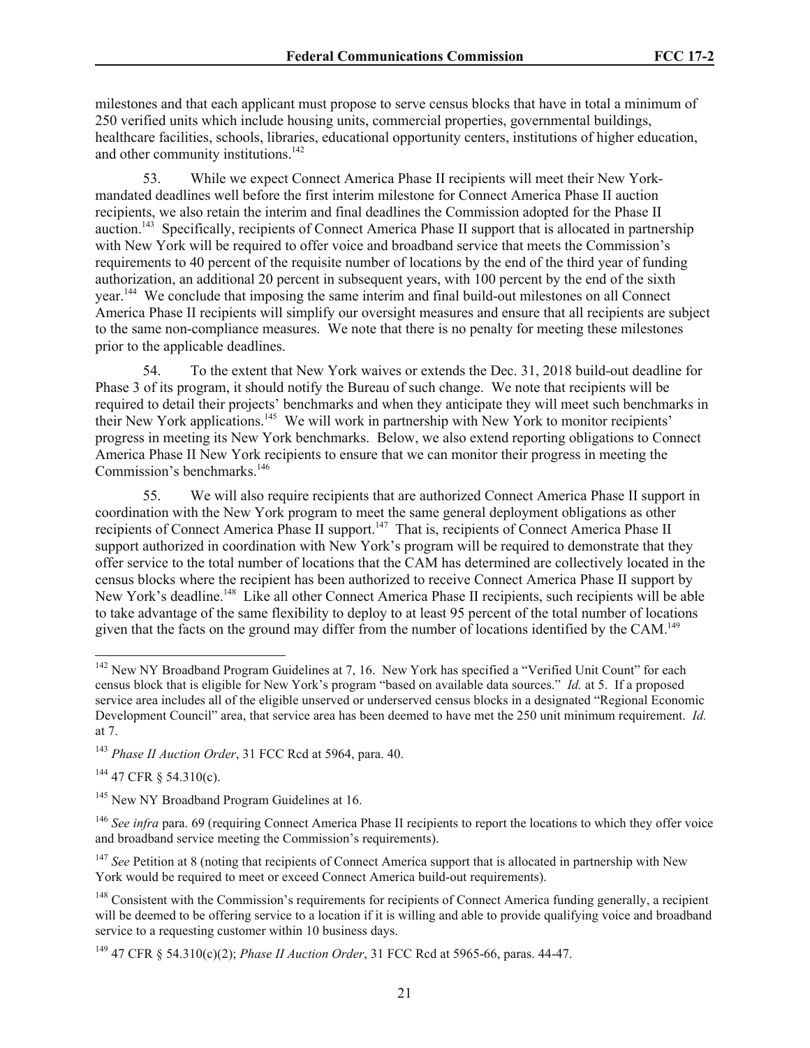milestones and that each applicant must propose to serve census blocks that have in total a minimum of 250 verified units which include housing units, commercial properties, governmental buildings, healthcare facilities, schools, libraries, educational opportunity centers, institutions of higher education, and other community institutions.[142]

53. While we expect Connect America Phase II recipients will meet their New York-mandated deadlines well before the first interim milestone for Connect America Phase II auction recipients, we also retain the interim and final deadlines the Commission adopted for the Phase II auction.[143] Specifically, recipients of Connect America Phase II support that is allocated in partnership with New York will be required to offer voice and broadband service that meets the Commission's requirements to 40 percent of the requisite number of locations by the end of the third year of funding authorization, an additional 20 percent in subsequent years, with 100 percent by the end of the sixth year.[144] We conclude that imposing the same interim and final build-out milestones on all Connect America Phase II recipients will simplify our oversight measures and ensure that all recipients are subject to the same non-compliance measures. We note that there is no penalty for meeting these milestones prior to the applicable deadlines.

54. To the extent that New York waives or extends the Dec. 31, 2018 build-out deadline for Phase 3 of its program, it should notify the Bureau of such change. We note that recipients will be required to detail their projects' benchmarks and when they anticipate they will meet such benchmarks in their New York applications.[145] We will work in partnership with New York to monitor recipients' progress in meeting its New York benchmarks. Below, we also extend reporting obligations to Connect America Phase II New York recipients to ensure that we can monitor their progress in meeting the Commission's benchmarks.[146]

55. We will also require recipients that are authorized Connect America Phase II support in coordination with the New York program to meet the same general deployment obligations as other recipients of Connect America Phase II support.[147] That is, recipients of Connect America Phase II support authorized in coordination with New York's program will be required to demonstrate that they offer service to the total number of locations that the CAM has determined are collectively located in the census blocks where the recipient has been authorized to receive Connect America Phase II support by New York's deadline.[148] Like all other Connect America Phase II recipients, such recipients will be able to take advantage of the same flexibility to deploy to at least 95 percent of the total number of locations given that the facts on the ground may differ from the number of locations identified by the CAM.[149]

---

[142] New NY Broadband Program Guidelines at 7, 16. New York has specified a "Verified Unit Count" for each census block that is eligible for New York's program "based on available data sources." *Id.* at 5. If a proposed service area includes all of the eligible unserved or underserved census blocks in a designated "Regional Economic Development Council" area, that service area has been deemed to have met the 250 unit minimum requirement. *Id.* at 7.

[143] *Phase II Auction Order*, 31 FCC Rcd at 5964, para. 40.

[144] 47 CFR § 54.310(c).

[145] New NY Broadband Program Guidelines at 16.

[146] *See infra* para. 69 (requiring Connect America Phase II recipients to report the locations to which they offer voice and broadband service meeting the Commission's requirements).

[147] *See* Petition at 8 (noting that recipients of Connect America support that is allocated in partnership with New York would be required to meet or exceed Connect America build-out requirements).

[148] Consistent with the Commission's requirements for recipients of Connect America funding generally, a recipient will be deemed to be offering service to a location if it is willing and able to provide qualifying voice and broadband service to a requesting customer within 10 business days.

[149] 47 CFR § 54.310(c)(2); *Phase II Auction Order*, 31 FCC Rcd at 5965-66, paras. 44-47.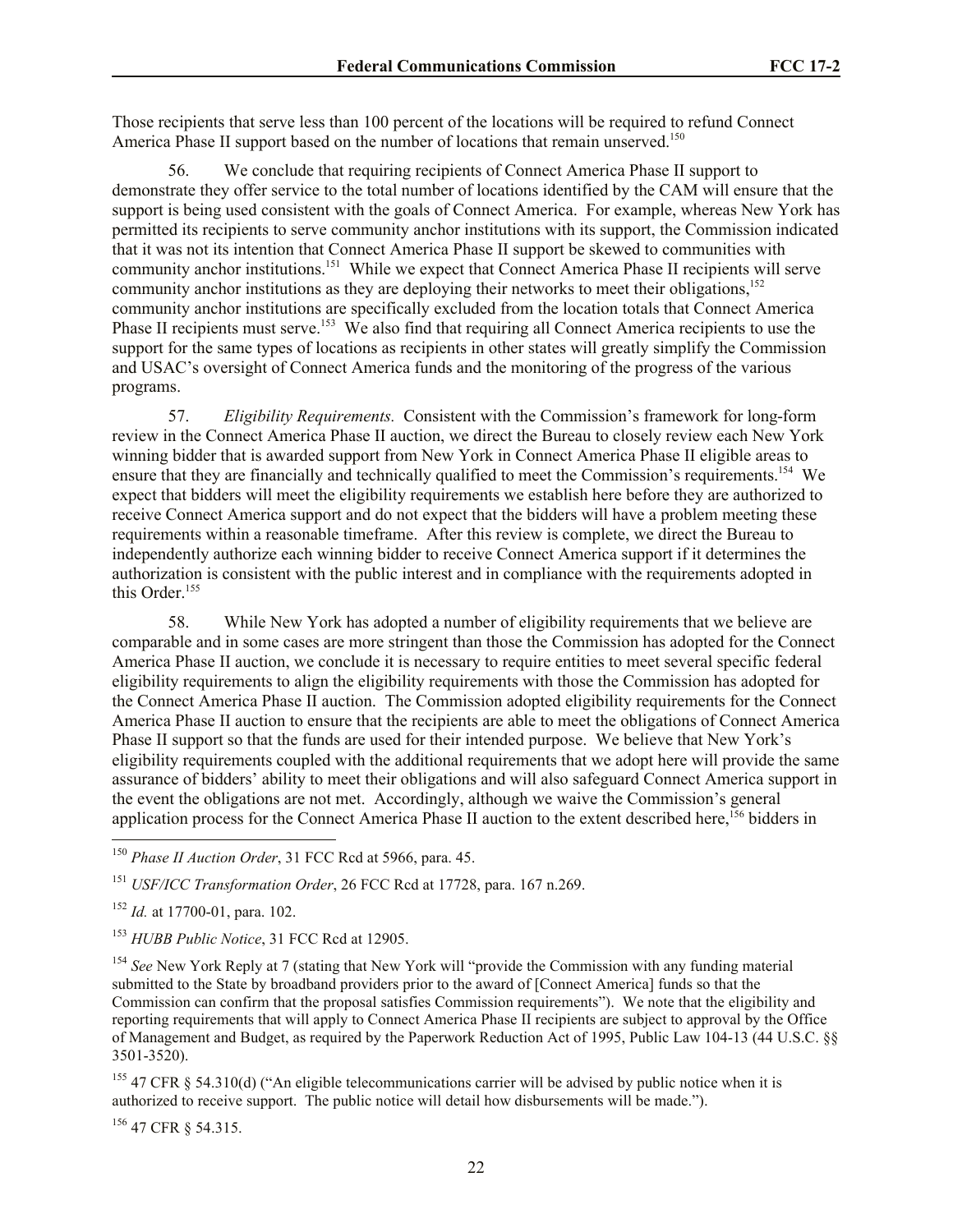Those recipients that serve less than 100 percent of the locations will be required to refund Connect America Phase II support based on the number of locations that remain unserved.[150]

56. We conclude that requiring recipients of Connect America Phase II support to demonstrate they offer service to the total number of locations identified by the CAM will ensure that the support is being used consistent with the goals of Connect America. For example, whereas New York has permitted its recipients to serve community anchor institutions with its support, the Commission indicated that it was not its intention that Connect America Phase II support be skewed to communities with community anchor institutions.[151] While we expect that Connect America Phase II recipients will serve community anchor institutions as they are deploying their networks to meet their obligations,[152] community anchor institutions are specifically excluded from the location totals that Connect America Phase II recipients must serve.[153] We also find that requiring all Connect America recipients to use the support for the same types of locations as recipients in other states will greatly simplify the Commission and USAC's oversight of Connect America funds and the monitoring of the progress of the various programs.

57. *Eligibility Requirements.* Consistent with the Commission's framework for long-form review in the Connect America Phase II auction, we direct the Bureau to closely review each New York winning bidder that is awarded support from New York in Connect America Phase II eligible areas to ensure that they are financially and technically qualified to meet the Commission's requirements.[154] We expect that bidders will meet the eligibility requirements we establish here before they are authorized to receive Connect America support and do not expect that the bidders will have a problem meeting these requirements within a reasonable timeframe. After this review is complete, we direct the Bureau to independently authorize each winning bidder to receive Connect America support if it determines the authorization is consistent with the public interest and in compliance with the requirements adopted in this Order.[155]

58. While New York has adopted a number of eligibility requirements that we believe are comparable and in some cases are more stringent than those the Commission has adopted for the Connect America Phase II auction, we conclude it is necessary to require entities to meet several specific federal eligibility requirements to align the eligibility requirements with those the Commission has adopted for the Connect America Phase II auction. The Commission adopted eligibility requirements for the Connect America Phase II auction to ensure that the recipients are able to meet the obligations of Connect America Phase II support so that the funds are used for their intended purpose. We believe that New York's eligibility requirements coupled with the additional requirements that we adopt here will provide the same assurance of bidders' ability to meet their obligations and will also safeguard Connect America support in the event the obligations are not met. Accordingly, although we waive the Commission's general application process for the Connect America Phase II auction to the extent described here,[156] bidders in

---

[150] *Phase II Auction Order*, 31 FCC Rcd at 5966, para. 45.

[151] *USF/ICC Transformation Order*, 26 FCC Rcd at 17728, para. 167 n.269.

[152] *Id.* at 17700-01, para. 102.

[153] *HUBB Public Notice*, 31 FCC Rcd at 12905.

[154] *See* New York Reply at 7 (stating that New York will "provide the Commission with any funding material submitted to the State by broadband providers prior to the award of [Connect America] funds so that the Commission can confirm that the proposal satisfies Commission requirements"). We note that the eligibility and reporting requirements that will apply to Connect America Phase II recipients are subject to approval by the Office of Management and Budget, as required by the Paperwork Reduction Act of 1995, Public Law 104-13 (44 U.S.C. §§ 3501-3520).

[155] 47 CFR § 54.310(d) ("An eligible telecommunications carrier will be advised by public notice when it is authorized to receive support. The public notice will detail how disbursements will be made.").

[156] 47 CFR § 54.315.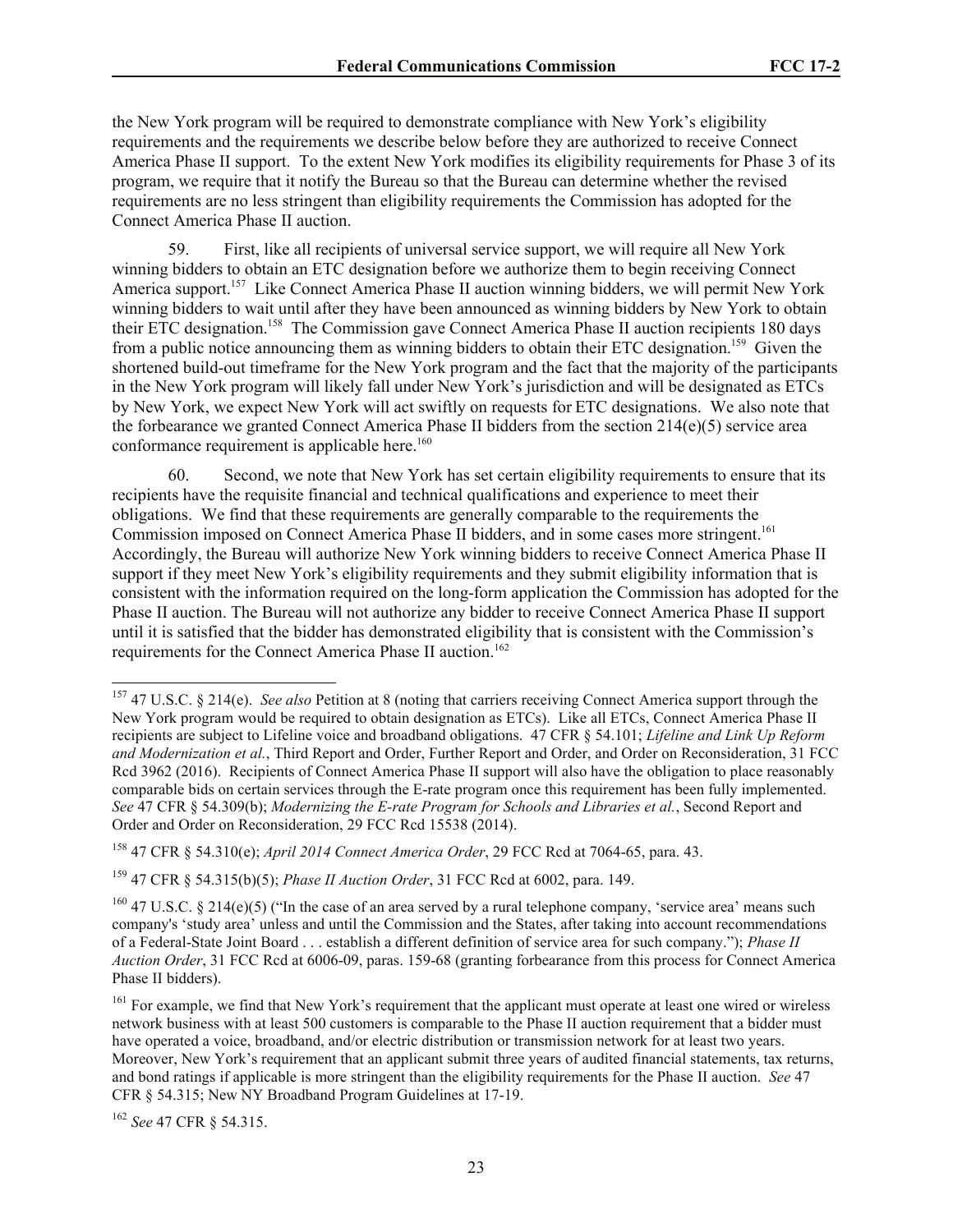the New York program will be required to demonstrate compliance with New York's eligibility requirements and the requirements we describe below before they are authorized to receive Connect America Phase II support. To the extent New York modifies its eligibility requirements for Phase 3 of its program, we require that it notify the Bureau so that the Bureau can determine whether the revised requirements are no less stringent than eligibility requirements the Commission has adopted for the Connect America Phase II auction.

59. First, like all recipients of universal service support, we will require all New York winning bidders to obtain an ETC designation before we authorize them to begin receiving Connect America support.[157] Like Connect America Phase II auction winning bidders, we will permit New York winning bidders to wait until after they have been announced as winning bidders by New York to obtain their ETC designation.[158] The Commission gave Connect America Phase II auction recipients 180 days from a public notice announcing them as winning bidders to obtain their ETC designation.[159] Given the shortened build-out timeframe for the New York program and the fact that the majority of the participants in the New York program will likely fall under New York's jurisdiction and will be designated as ETCs by New York, we expect New York will act swiftly on requests for ETC designations. We also note that the forbearance we granted Connect America Phase II bidders from the section 214(e)(5) service area conformance requirement is applicable here.[160]

60. Second, we note that New York has set certain eligibility requirements to ensure that its recipients have the requisite financial and technical qualifications and experience to meet their obligations. We find that these requirements are generally comparable to the requirements the Commission imposed on Connect America Phase II bidders, and in some cases more stringent.[161] Accordingly, the Bureau will authorize New York winning bidders to receive Connect America Phase II support if they meet New York's eligibility requirements and they submit eligibility information that is consistent with the information required on the long-form application the Commission has adopted for the Phase II auction. The Bureau will not authorize any bidder to receive Connect America Phase II support until it is satisfied that the bidder has demonstrated eligibility that is consistent with the Commission's requirements for the Connect America Phase II auction.[162]

---

[157] 47 U.S.C. § 214(e). *See also* Petition at 8 (noting that carriers receiving Connect America support through the New York program would be required to obtain designation as ETCs). Like all ETCs, Connect America Phase II recipients are subject to Lifeline voice and broadband obligations. 47 CFR § 54.101; *Lifeline and Link Up Reform and Modernization et al.*, Third Report and Order, Further Report and Order, and Order on Reconsideration, 31 FCC Rcd 3962 (2016). Recipients of Connect America Phase II support will also have the obligation to place reasonably comparable bids on certain services through the E-rate program once this requirement has been fully implemented. *See* 47 CFR § 54.309(b); *Modernizing the E-rate Program for Schools and Libraries et al.*, Second Report and Order and Order on Reconsideration, 29 FCC Rcd 15538 (2014).

[158] 47 CFR § 54.310(e); *April 2014 Connect America Order*, 29 FCC Rcd at 7064-65, para. 43.

[159] 47 CFR § 54.315(b)(5); *Phase II Auction Order*, 31 FCC Rcd at 6002, para. 149.

[160] 47 U.S.C. § 214(e)(5) ("In the case of an area served by a rural telephone company, 'service area' means such company's 'study area' unless and until the Commission and the States, after taking into account recommendations of a Federal-State Joint Board . . . establish a different definition of service area for such company."); *Phase II Auction Order*, 31 FCC Rcd at 6006-09, paras. 159-68 (granting forbearance from this process for Connect America Phase II bidders).

[161] For example, we find that New York's requirement that the applicant must operate at least one wired or wireless network business with at least 500 customers is comparable to the Phase II auction requirement that a bidder must have operated a voice, broadband, and/or electric distribution or transmission network for at least two years. Moreover, New York's requirement that an applicant submit three years of audited financial statements, tax returns, and bond ratings if applicable is more stringent than the eligibility requirements for the Phase II auction. *See* 47 CFR § 54.315; New NY Broadband Program Guidelines at 17-19.

[162] *See* 47 CFR § 54.315.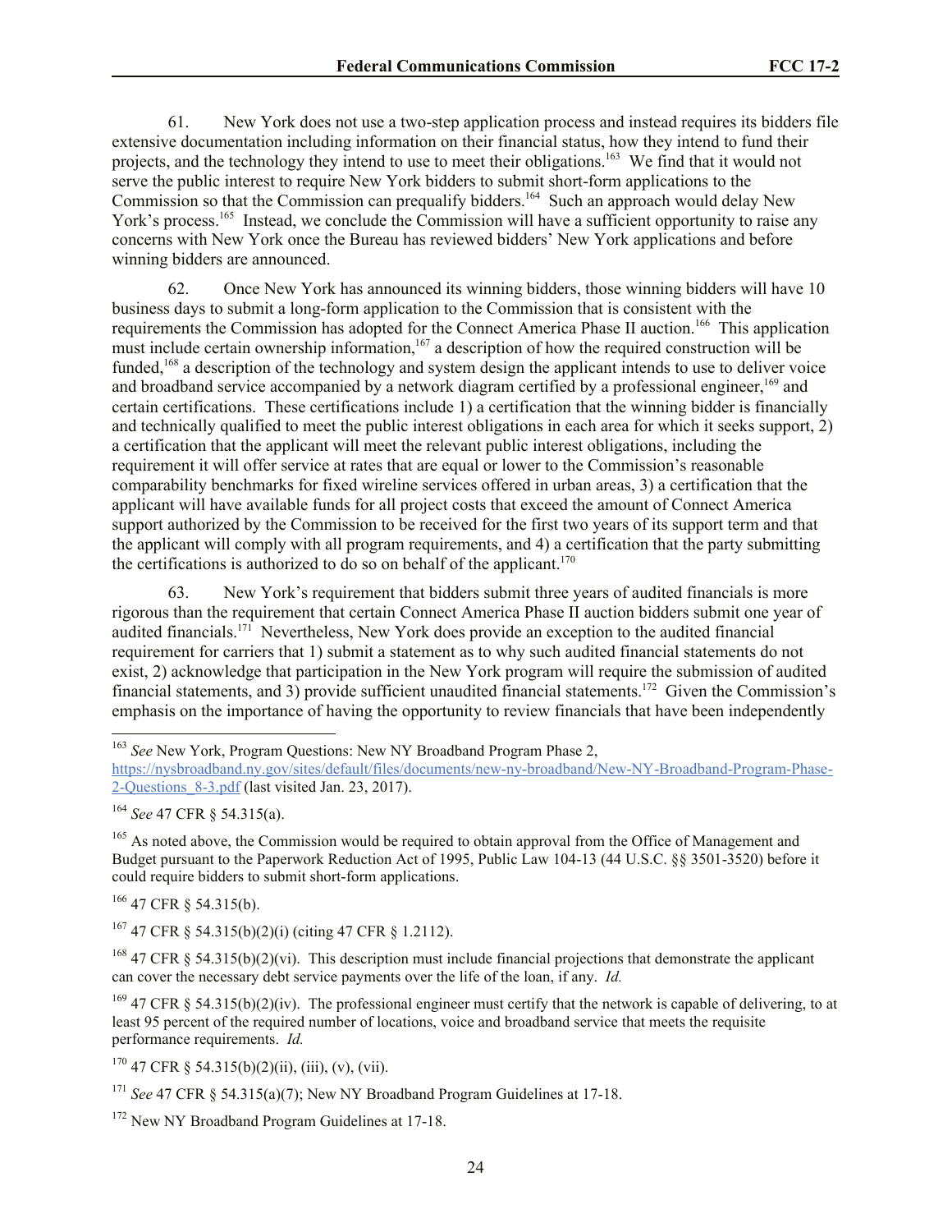61. New York does not use a two-step application process and instead requires its bidders file extensive documentation including information on their financial status, how they intend to fund their projects, and the technology they intend to use to meet their obligations.[163] We find that it would not serve the public interest to require New York bidders to submit short-form applications to the Commission so that the Commission can prequalify bidders.[164] Such an approach would delay New York's process.[165] Instead, we conclude the Commission will have a sufficient opportunity to raise any concerns with New York once the Bureau has reviewed bidders' New York applications and before winning bidders are announced.

62. Once New York has announced its winning bidders, those winning bidders will have 10 business days to submit a long-form application to the Commission that is consistent with the requirements the Commission has adopted for the Connect America Phase II auction.[166] This application must include certain ownership information,[167] a description of how the required construction will be funded,[168] a description of the technology and system design the applicant intends to use to deliver voice and broadband service accompanied by a network diagram certified by a professional engineer,[169] and certain certifications. These certifications include 1) a certification that the winning bidder is financially and technically qualified to meet the public interest obligations in each area for which it seeks support, 2) a certification that the applicant will meet the relevant public interest obligations, including the requirement it will offer service at rates that are equal or lower to the Commission's reasonable comparability benchmarks for fixed wireline services offered in urban areas, 3) a certification that the applicant will have available funds for all project costs that exceed the amount of Connect America support authorized by the Commission to be received for the first two years of its support term and that the applicant will comply with all program requirements, and 4) a certification that the party submitting the certifications is authorized to do so on behalf of the applicant.[170]

63. New York's requirement that bidders submit three years of audited financials is more rigorous than the requirement that certain Connect America Phase II auction bidders submit one year of audited financials.[171] Nevertheless, New York does provide an exception to the audited financial requirement for carriers that 1) submit a statement as to why such audited financial statements do not exist, 2) acknowledge that participation in the New York program will require the submission of audited financial statements, and 3) provide sufficient unaudited financial statements.[172] Given the Commission's emphasis on the importance of having the opportunity to review financials that have been independently

---

[163] *See* New York, Program Questions: New NY Broadband Program Phase 2, https://nysbroadband.ny.gov/sites/default/files/documents/new-ny-broadband/New-NY-Broadband-Program-Phase-2-Questions_8-3.pdf (last visited Jan. 23, 2017).

[164] *See* 47 CFR § 54.315(a).

[165] As noted above, the Commission would be required to obtain approval from the Office of Management and Budget pursuant to the Paperwork Reduction Act of 1995, Public Law 104-13 (44 U.S.C. §§ 3501-3520) before it could require bidders to submit short-form applications.

[166] 47 CFR § 54.315(b).

[167] 47 CFR § 54.315(b)(2)(i) (citing 47 CFR § 1.2112).

[168] 47 CFR § 54.315(b)(2)(vi). This description must include financial projections that demonstrate the applicant can cover the necessary debt service payments over the life of the loan, if any. *Id.*

[169] 47 CFR § 54.315(b)(2)(iv). The professional engineer must certify that the network is capable of delivering, to at least 95 percent of the required number of locations, voice and broadband service that meets the requisite performance requirements. *Id.*

[170] 47 CFR § 54.315(b)(2)(ii), (iii), (v), (vii).

[171] *See* 47 CFR § 54.315(a)(7); New NY Broadband Program Guidelines at 17-18.

[172] New NY Broadband Program Guidelines at 17-18.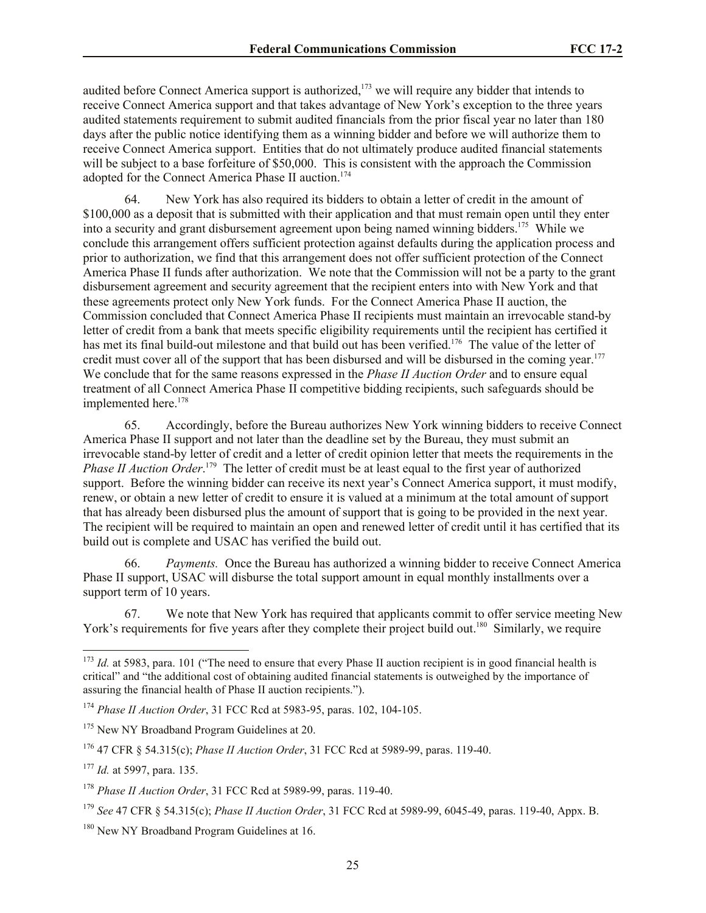audited before Connect America support is authorized,[173] we will require any bidder that intends to receive Connect America support and that takes advantage of New York's exception to the three years audited statements requirement to submit audited financials from the prior fiscal year no later than 180 days after the public notice identifying them as a winning bidder and before we will authorize them to receive Connect America support. Entities that do not ultimately produce audited financial statements will be subject to a base forfeiture of $50,000. This is consistent with the approach the Commission adopted for the Connect America Phase II auction.[174]

64. New York has also required its bidders to obtain a letter of credit in the amount of $100,000 as a deposit that is submitted with their application and that must remain open until they enter into a security and grant disbursement agreement upon being named winning bidders.[175] While we conclude this arrangement offers sufficient protection against defaults during the application process and prior to authorization, we find that this arrangement does not offer sufficient protection of the Connect America Phase II funds after authorization. We note that the Commission will not be a party to the grant disbursement agreement and security agreement that the recipient enters into with New York and that these agreements protect only New York funds. For the Connect America Phase II auction, the Commission concluded that Connect America Phase II recipients must maintain an irrevocable stand-by letter of credit from a bank that meets specific eligibility requirements until the recipient has certified it has met its final build-out milestone and that build out has been verified.[176] The value of the letter of credit must cover all of the support that has been disbursed and will be disbursed in the coming year.[177] We conclude that for the same reasons expressed in the *Phase II Auction Order* and to ensure equal treatment of all Connect America Phase II competitive bidding recipients, such safeguards should be implemented here.[178]

65. Accordingly, before the Bureau authorizes New York winning bidders to receive Connect America Phase II support and not later than the deadline set by the Bureau, they must submit an irrevocable stand-by letter of credit and a letter of credit opinion letter that meets the requirements in the *Phase II Auction Order*.[179] The letter of credit must be at least equal to the first year of authorized support. Before the winning bidder can receive its next year's Connect America support, it must modify, renew, or obtain a new letter of credit to ensure it is valued at a minimum at the total amount of support that has already been disbursed plus the amount of support that is going to be provided in the next year. The recipient will be required to maintain an open and renewed letter of credit until it has certified that its build out is complete and USAC has verified the build out.

66. *Payments.* Once the Bureau has authorized a winning bidder to receive Connect America Phase II support, USAC will disburse the total support amount in equal monthly installments over a support term of 10 years.

67. We note that New York has required that applicants commit to offer service meeting New York's requirements for five years after they complete their project build out.[180] Similarly, we require

---

[173] *Id.* at 5983, para. 101 ("The need to ensure that every Phase II auction recipient is in good financial health is critical" and "the additional cost of obtaining audited financial statements is outweighed by the importance of assuring the financial health of Phase II auction recipients.").

[174] *Phase II Auction Order*, 31 FCC Rcd at 5983-95, paras. 102, 104-105.

[175] New NY Broadband Program Guidelines at 20.

[176] 47 CFR § 54.315(c); *Phase II Auction Order*, 31 FCC Rcd at 5989-99, paras. 119-40.

[177] *Id.* at 5997, para. 135.

[178] *Phase II Auction Order*, 31 FCC Rcd at 5989-99, paras. 119-40.

[179] *See* 47 CFR § 54.315(c); *Phase II Auction Order*, 31 FCC Rcd at 5989-99, 6045-49, paras. 119-40, Appx. B.

[180] New NY Broadband Program Guidelines at 16.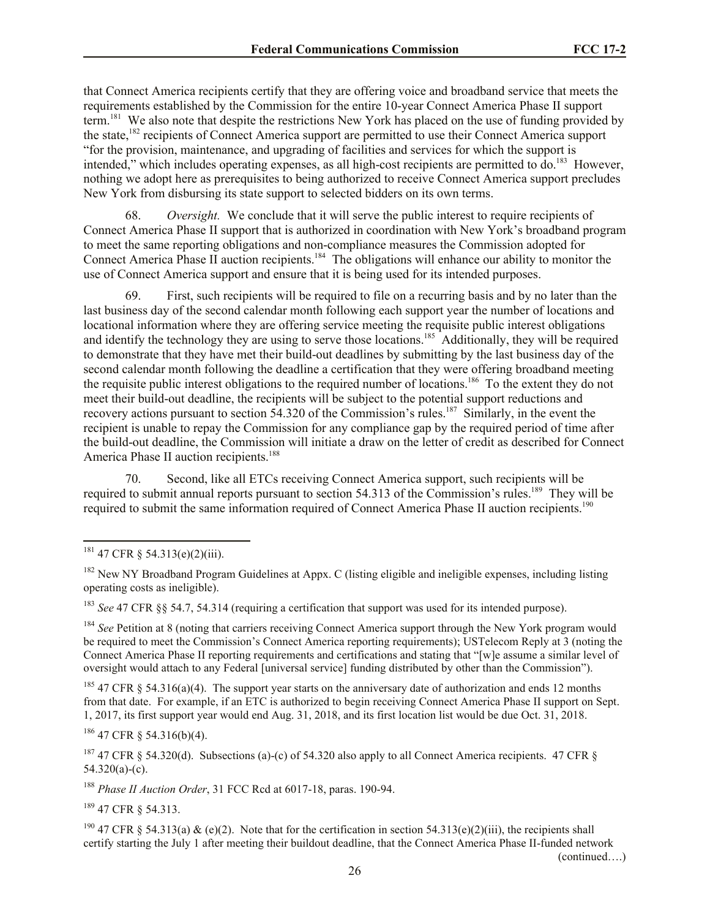that Connect America recipients certify that they are offering voice and broadband service that meets the requirements established by the Commission for the entire 10-year Connect America Phase II support term.[181] We also note that despite the restrictions New York has placed on the use of funding provided by the state,[182] recipients of Connect America support are permitted to use their Connect America support "for the provision, maintenance, and upgrading of facilities and services for which the support is intended," which includes operating expenses, as all high-cost recipients are permitted to do.[183] However, nothing we adopt here as prerequisites to being authorized to receive Connect America support precludes New York from disbursing its state support to selected bidders on its own terms.

68. *Oversight.* We conclude that it will serve the public interest to require recipients of Connect America Phase II support that is authorized in coordination with New York's broadband program to meet the same reporting obligations and non-compliance measures the Commission adopted for Connect America Phase II auction recipients.[184] The obligations will enhance our ability to monitor the use of Connect America support and ensure that it is being used for its intended purposes.

69. First, such recipients will be required to file on a recurring basis and by no later than the last business day of the second calendar month following each support year the number of locations and locational information where they are offering service meeting the requisite public interest obligations and identify the technology they are using to serve those locations.[185] Additionally, they will be required to demonstrate that they have met their build-out deadlines by submitting by the last business day of the second calendar month following the deadline a certification that they were offering broadband meeting the requisite public interest obligations to the required number of locations.[186] To the extent they do not meet their build-out deadline, the recipients will be subject to the potential support reductions and recovery actions pursuant to section 54.320 of the Commission's rules.[187] Similarly, in the event the recipient is unable to repay the Commission for any compliance gap by the required period of time after the build-out deadline, the Commission will initiate a draw on the letter of credit as described for Connect America Phase II auction recipients.[188]

70. Second, like all ETCs receiving Connect America support, such recipients will be required to submit annual reports pursuant to section 54.313 of the Commission's rules.[189] They will be required to submit the same information required of Connect America Phase II auction recipients.[190]

---

[181] 47 CFR § 54.313(e)(2)(iii).

[182] New NY Broadband Program Guidelines at Appx. C (listing eligible and ineligible expenses, including listing operating costs as ineligible).

[183] *See* 47 CFR §§ 54.7, 54.314 (requiring a certification that support was used for its intended purpose).

[184] *See* Petition at 8 (noting that carriers receiving Connect America support through the New York program would be required to meet the Commission's Connect America reporting requirements); USTelecom Reply at 3 (noting the Connect America Phase II reporting requirements and certifications and stating that "[w]e assume a similar level of oversight would attach to any Federal [universal service] funding distributed by other than the Commission").

[185] 47 CFR § 54.316(a)(4). The support year starts on the anniversary date of authorization and ends 12 months from that date. For example, if an ETC is authorized to begin receiving Connect America Phase II support on Sept. 1, 2017, its first support year would end Aug. 31, 2018, and its first location list would be due Oct. 31, 2018.

[186] 47 CFR § 54.316(b)(4).

[187] 47 CFR § 54.320(d). Subsections (a)-(c) of 54.320 also apply to all Connect America recipients. 47 CFR § 54.320(a)-(c).

[188] *Phase II Auction Order*, 31 FCC Rcd at 6017-18, paras. 190-94.

[189] 47 CFR § 54.313.

[190] 47 CFR § 54.313(a) & (e)(2). Note that for the certification in section 54.313(e)(2)(iii), the recipients shall certify starting the July 1 after meeting their buildout deadline, that the Connect America Phase II-funded network

(continued….)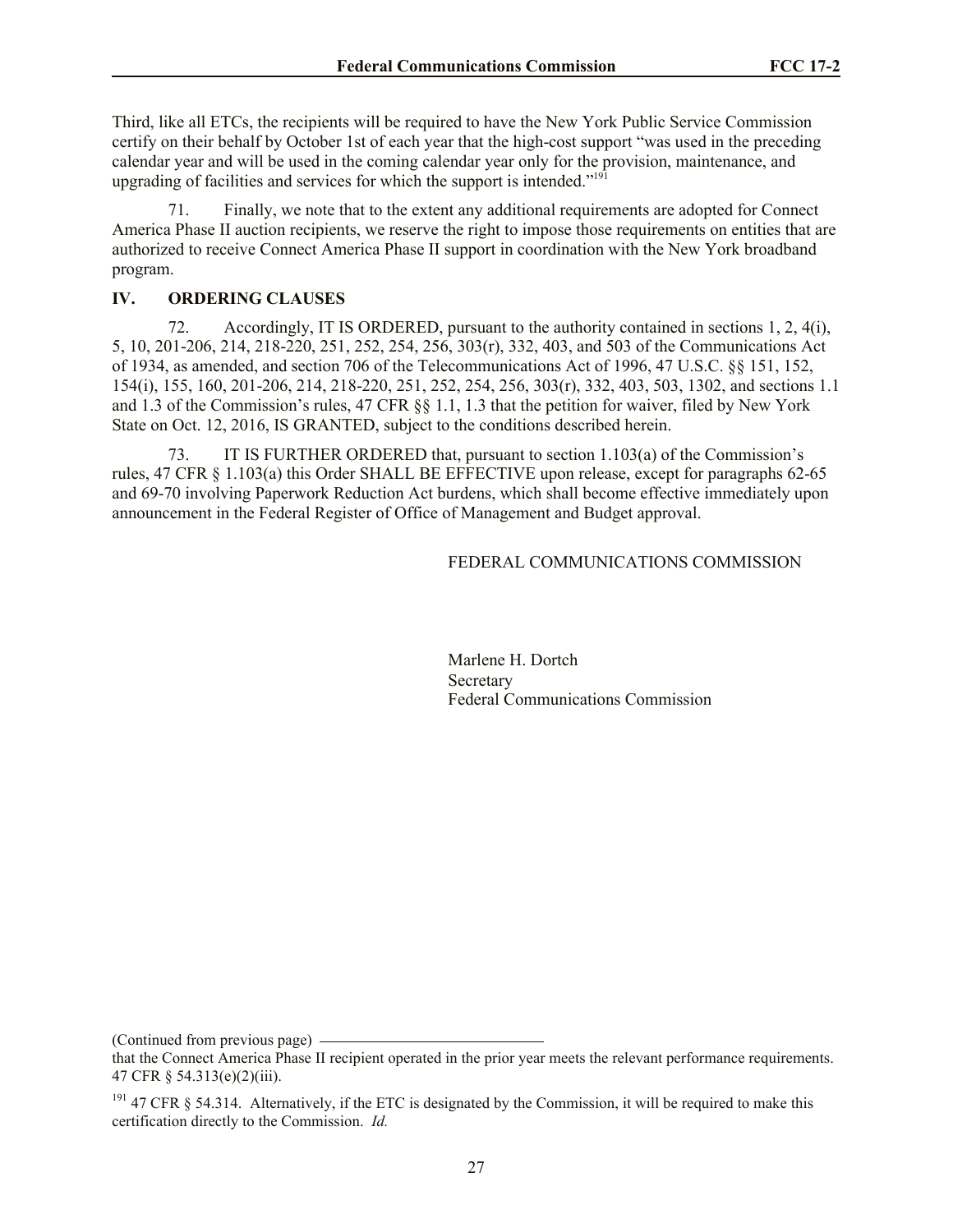Third, like all ETCs, the recipients will be required to have the New York Public Service Commission certify on their behalf by October 1st of each year that the high-cost support "was used in the preceding calendar year and will be used in the coming calendar year only for the provision, maintenance, and upgrading of facilities and services for which the support is intended."[191]

71. Finally, we note that to the extent any additional requirements are adopted for Connect America Phase II auction recipients, we reserve the right to impose those requirements on entities that are authorized to receive Connect America Phase II support in coordination with the New York broadband program.

## IV. ORDERING CLAUSES

72. Accordingly, IT IS ORDERED, pursuant to the authority contained in sections 1, 2, 4(i), 5, 10, 201-206, 214, 218-220, 251, 252, 254, 256, 303(r), 332, 403, and 503 of the Communications Act of 1934, as amended, and section 706 of the Telecommunications Act of 1996, 47 U.S.C. §§ 151, 152, 154(i), 155, 160, 201-206, 214, 218-220, 251, 252, 254, 256, 303(r), 332, 403, 503, 1302, and sections 1.1 and 1.3 of the Commission's rules, 47 CFR §§ 1.1, 1.3 that the petition for waiver, filed by New York State on Oct. 12, 2016, IS GRANTED, subject to the conditions described herein.

73. IT IS FURTHER ORDERED that, pursuant to section 1.103(a) of the Commission's rules, 47 CFR § 1.103(a) this Order SHALL BE EFFECTIVE upon release, except for paragraphs 62-65 and 69-70 involving Paperwork Reduction Act burdens, which shall become effective immediately upon announcement in the Federal Register of Office of Management and Budget approval.

FEDERAL COMMUNICATIONS COMMISSION

Marlene H. Dortch
Secretary
Federal Communications Commission

---

(Continued from previous page)

that the Connect America Phase II recipient operated in the prior year meets the relevant performance requirements. 47 CFR § 54.313(e)(2)(iii).

[191] 47 CFR § 54.314. Alternatively, if the ETC is designated by the Commission, it will be required to make this certification directly to the Commission. *Id.*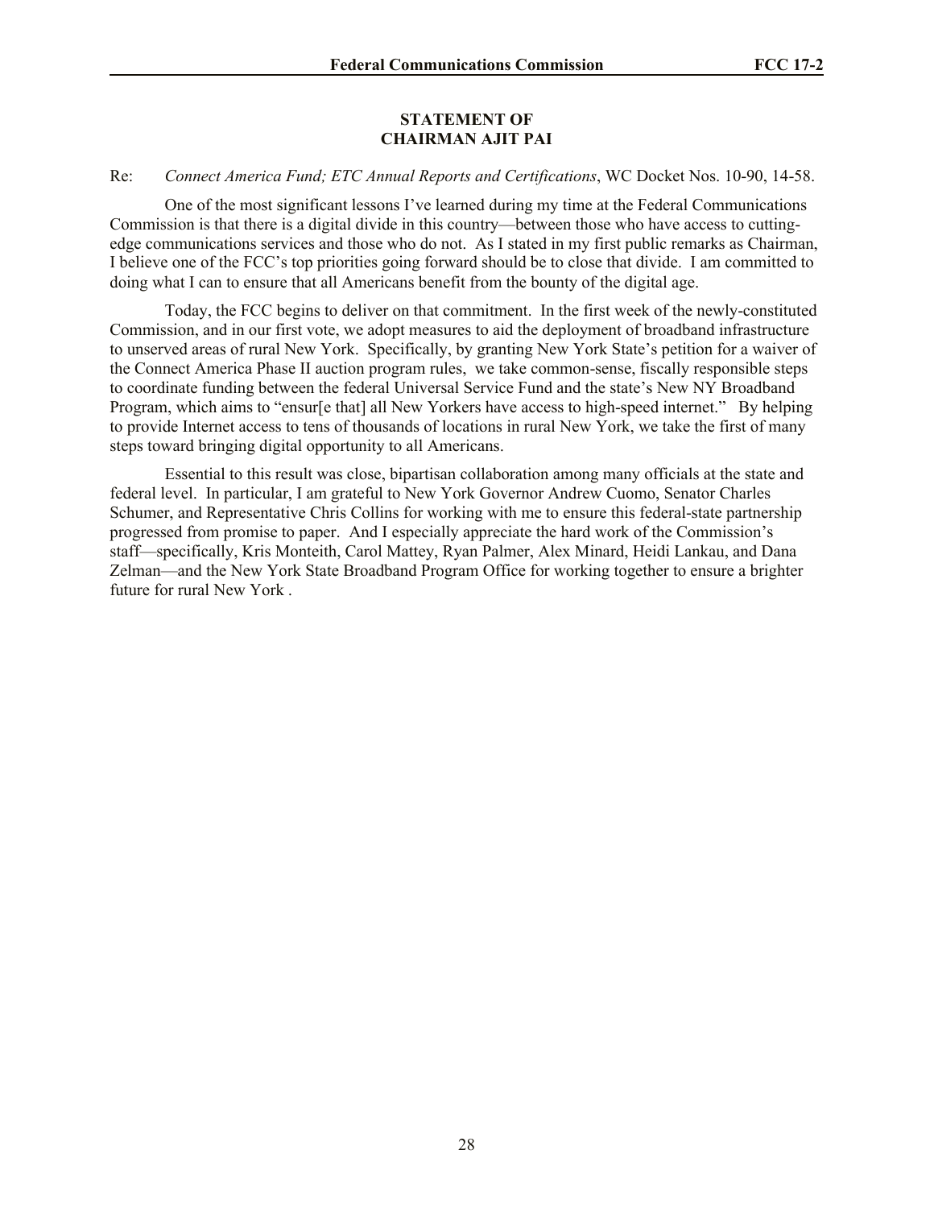**STATEMENT OF**
**CHAIRMAN AJIT PAI**

Re: *Connect America Fund; ETC Annual Reports and Certifications*, WC Docket Nos. 10-90, 14-58.

One of the most significant lessons I've learned during my time at the Federal Communications Commission is that there is a digital divide in this country—between those who have access to cutting-edge communications services and those who do not. As I stated in my first public remarks as Chairman, I believe one of the FCC's top priorities going forward should be to close that divide. I am committed to doing what I can to ensure that all Americans benefit from the bounty of the digital age.

Today, the FCC begins to deliver on that commitment. In the first week of the newly-constituted Commission, and in our first vote, we adopt measures to aid the deployment of broadband infrastructure to unserved areas of rural New York. Specifically, by granting New York State's petition for a waiver of the Connect America Phase II auction program rules, we take common-sense, fiscally responsible steps to coordinate funding between the federal Universal Service Fund and the state's New NY Broadband Program, which aims to "ensur[e that] all New Yorkers have access to high-speed internet." By helping to provide Internet access to tens of thousands of locations in rural New York, we take the first of many steps toward bringing digital opportunity to all Americans.

Essential to this result was close, bipartisan collaboration among many officials at the state and federal level. In particular, I am grateful to New York Governor Andrew Cuomo, Senator Charles Schumer, and Representative Chris Collins for working with me to ensure this federal-state partnership progressed from promise to paper. And I especially appreciate the hard work of the Commission's staff—specifically, Kris Monteith, Carol Mattey, Ryan Palmer, Alex Minard, Heidi Lankau, and Dana Zelman—and the New York State Broadband Program Office for working together to ensure a brighter future for rural New York .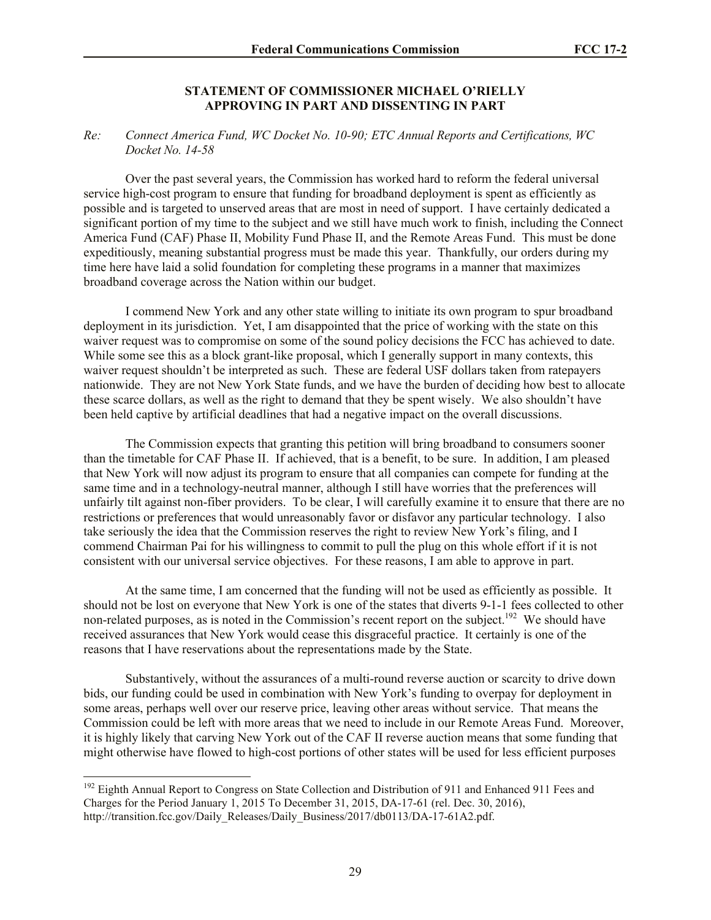## STATEMENT OF COMMISSIONER MICHAEL O'RIELLY APPROVING IN PART AND DISSENTING IN PART

*Re: Connect America Fund, WC Docket No. 10-90; ETC Annual Reports and Certifications, WC Docket No. 14-58*

Over the past several years, the Commission has worked hard to reform the federal universal service high-cost program to ensure that funding for broadband deployment is spent as efficiently as possible and is targeted to unserved areas that are most in need of support. I have certainly dedicated a significant portion of my time to the subject and we still have much work to finish, including the Connect America Fund (CAF) Phase II, Mobility Fund Phase II, and the Remote Areas Fund. This must be done expeditiously, meaning substantial progress must be made this year. Thankfully, our orders during my time here have laid a solid foundation for completing these programs in a manner that maximizes broadband coverage across the Nation within our budget.

I commend New York and any other state willing to initiate its own program to spur broadband deployment in its jurisdiction. Yet, I am disappointed that the price of working with the state on this waiver request was to compromise on some of the sound policy decisions the FCC has achieved to date. While some see this as a block grant-like proposal, which I generally support in many contexts, this waiver request shouldn't be interpreted as such. These are federal USF dollars taken from ratepayers nationwide. They are not New York State funds, and we have the burden of deciding how best to allocate these scarce dollars, as well as the right to demand that they be spent wisely. We also shouldn't have been held captive by artificial deadlines that had a negative impact on the overall discussions.

The Commission expects that granting this petition will bring broadband to consumers sooner than the timetable for CAF Phase II. If achieved, that is a benefit, to be sure. In addition, I am pleased that New York will now adjust its program to ensure that all companies can compete for funding at the same time and in a technology-neutral manner, although I still have worries that the preferences will unfairly tilt against non-fiber providers. To be clear, I will carefully examine it to ensure that there are no restrictions or preferences that would unreasonably favor or disfavor any particular technology. I also take seriously the idea that the Commission reserves the right to review New York's filing, and I commend Chairman Pai for his willingness to commit to pull the plug on this whole effort if it is not consistent with our universal service objectives. For these reasons, I am able to approve in part.

At the same time, I am concerned that the funding will not be used as efficiently as possible. It should not be lost on everyone that New York is one of the states that diverts 9-1-1 fees collected to other non-related purposes, as is noted in the Commission's recent report on the subject.[192] We should have received assurances that New York would cease this disgraceful practice. It certainly is one of the reasons that I have reservations about the representations made by the State.

Substantively, without the assurances of a multi-round reverse auction or scarcity to drive down bids, our funding could be used in combination with New York's funding to overpay for deployment in some areas, perhaps well over our reserve price, leaving other areas without service. That means the Commission could be left with more areas that we need to include in our Remote Areas Fund. Moreover, it is highly likely that carving New York out of the CAF II reverse auction means that some funding that might otherwise have flowed to high-cost portions of other states will be used for less efficient purposes

---

[192] Eighth Annual Report to Congress on State Collection and Distribution of 911 and Enhanced 911 Fees and Charges for the Period January 1, 2015 To December 31, 2015, DA-17-61 (rel. Dec. 30, 2016), http://transition.fcc.gov/Daily_Releases/Daily_Business/2017/db0113/DA-17-61A2.pdf.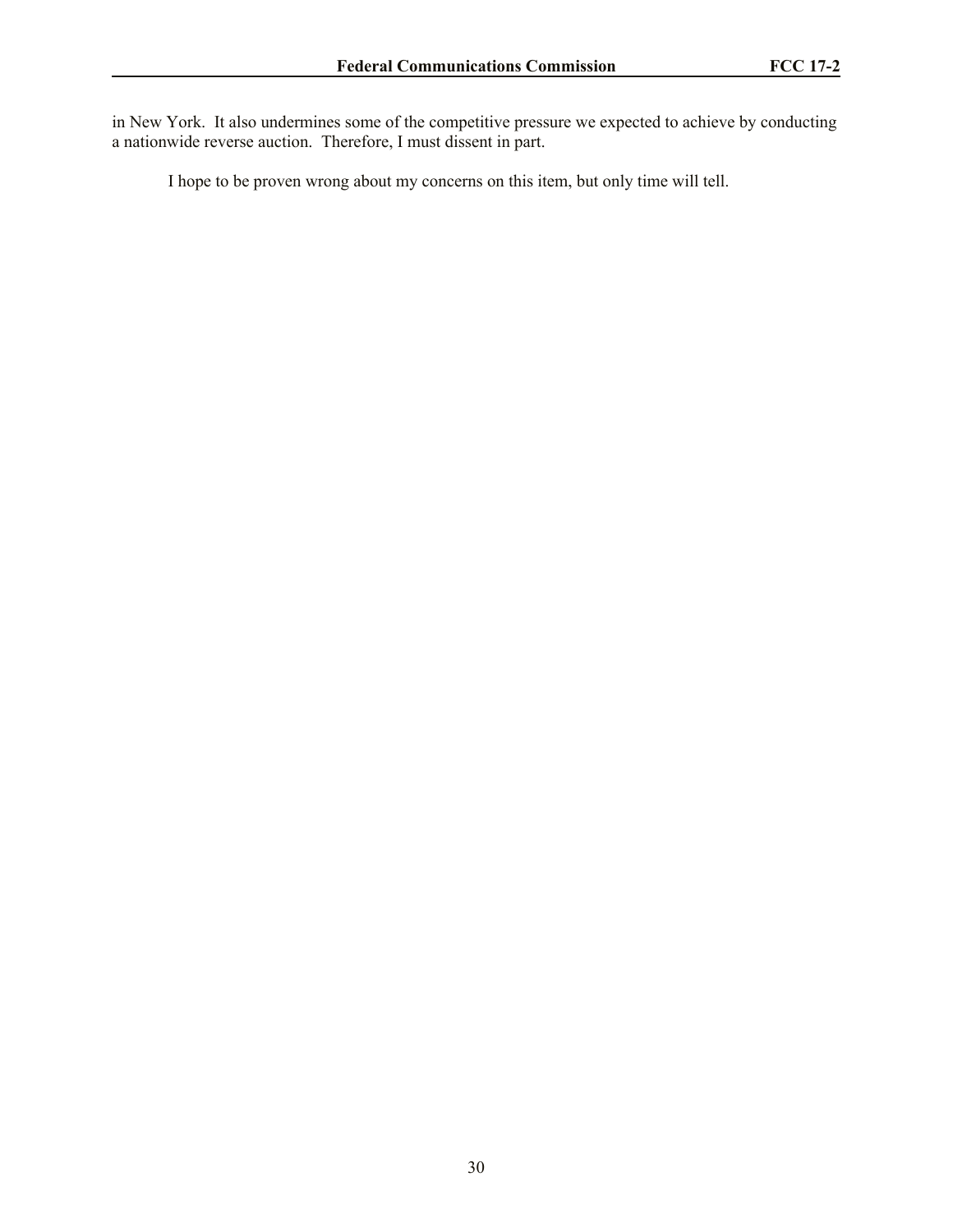in New York. It also undermines some of the competitive pressure we expected to achieve by conducting a nationwide reverse auction. Therefore, I must dissent in part.

I hope to be proven wrong about my concerns on this item, but only time will tell.